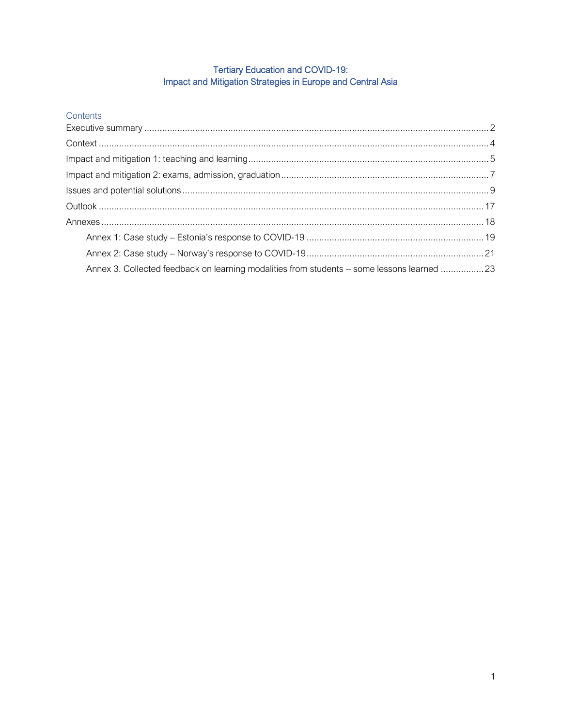# Tertiary Education and COVID-19: Impact and Mitigation Strategies in Europe and Central Asia

## Contents

Executive summary ..... 2

Context ..... 4

Impact and mitigation 1: teaching and learning ..... 5

Impact and mitigation 2: exams, admission, graduation ..... 7

Issues and potential solutions ..... 9

Outlook ..... 17

Annexes ..... 18

- Annex 1: Case study – Estonia's response to COVID-19 ..... 19
- Annex 2: Case study – Norway's response to COVID-19 ..... 21
- Annex 3. Collected feedback on learning modalities from students – some lessons learned ..... 23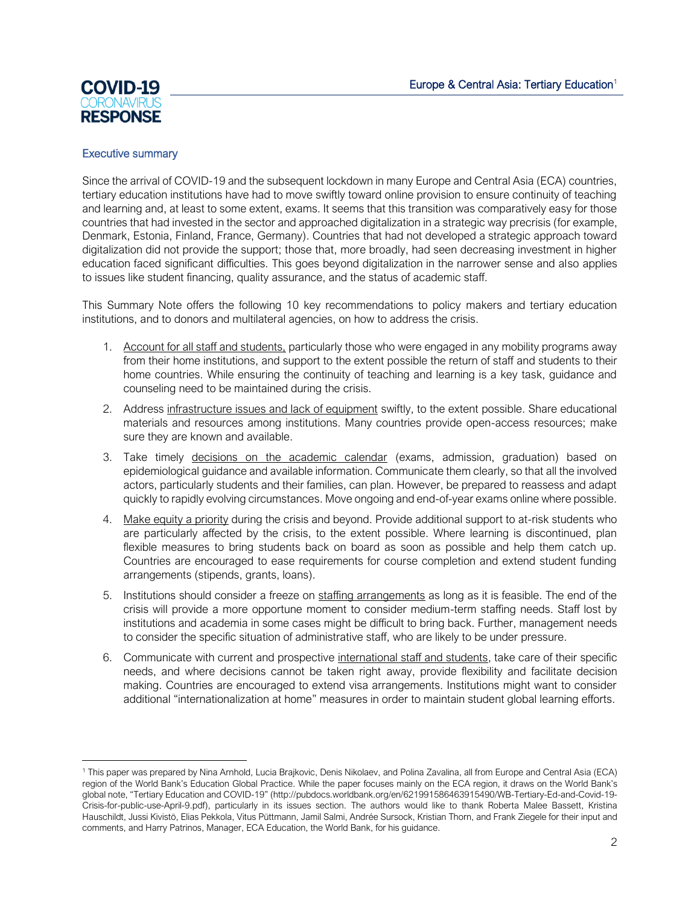## Executive summary

Since the arrival of COVID-19 and the subsequent lockdown in many Europe and Central Asia (ECA) countries, tertiary education institutions have had to move swiftly toward online provision to ensure continuity of teaching and learning and, at least to some extent, exams. It seems that this transition was comparatively easy for those countries that had invested in the sector and approached digitalization in a strategic way precrisis (for example, Denmark, Estonia, Finland, France, Germany). Countries that had not developed a strategic approach toward digitalization did not provide the support; those that, more broadly, had seen decreasing investment in higher education faced significant difficulties. This goes beyond digitalization in the narrower sense and also applies to issues like student financing, quality assurance, and the status of academic staff.

This Summary Note offers the following 10 key recommendations to policy makers and tertiary education institutions, and to donors and multilateral agencies, on how to address the crisis.

1. Account for all staff and students, particularly those who were engaged in any mobility programs away from their home institutions, and support to the extent possible the return of staff and students to their home countries. While ensuring the continuity of teaching and learning is a key task, guidance and counseling need to be maintained during the crisis.
2. Address infrastructure issues and lack of equipment swiftly, to the extent possible. Share educational materials and resources among institutions. Many countries provide open-access resources; make sure they are known and available.
3. Take timely decisions on the academic calendar (exams, admission, graduation) based on epidemiological guidance and available information. Communicate them clearly, so that all the involved actors, particularly students and their families, can plan. However, be prepared to reassess and adapt quickly to rapidly evolving circumstances. Move ongoing and end-of-year exams online where possible.
4. Make equity a priority during the crisis and beyond. Provide additional support to at-risk students who are particularly affected by the crisis, to the extent possible. Where learning is discontinued, plan flexible measures to bring students back on board as soon as possible and help them catch up. Countries are encouraged to ease requirements for course completion and extend student funding arrangements (stipends, grants, loans).
5. Institutions should consider a freeze on staffing arrangements as long as it is feasible. The end of the crisis will provide a more opportune moment to consider medium-term staffing needs. Staff lost by institutions and academia in some cases might be difficult to bring back. Further, management needs to consider the specific situation of administrative staff, who are likely to be under pressure.
6. Communicate with current and prospective international staff and students, take care of their specific needs, and where decisions cannot be taken right away, provide flexibility and facilitate decision making. Countries are encouraged to extend visa arrangements. Institutions might want to consider additional "internationalization at home" measures in order to maintain student global learning efforts.

---

[1] This paper was prepared by Nina Arnhold, Lucia Brajkovic, Denis Nikolaev, and Polina Zavalina, all from Europe and Central Asia (ECA) region of the World Bank's Education Global Practice. While the paper focuses mainly on the ECA region, it draws on the World Bank's global note, "Tertiary Education and COVID-19" (http://pubdocs.worldbank.org/en/621991586463915490/WB-Tertiary-Ed-and-Covid-19-Crisis-for-public-use-April-9.pdf), particularly in its issues section. The authors would like to thank Roberta Malee Bassett, Kristina Hauschildt, Jussi Kivistö, Elias Pekkola, Vitus Püttmann, Jamil Salmi, Andrée Sursock, Kristian Thorn, and Frank Ziegele for their input and comments, and Harry Patrinos, Manager, ECA Education, the World Bank, for his guidance.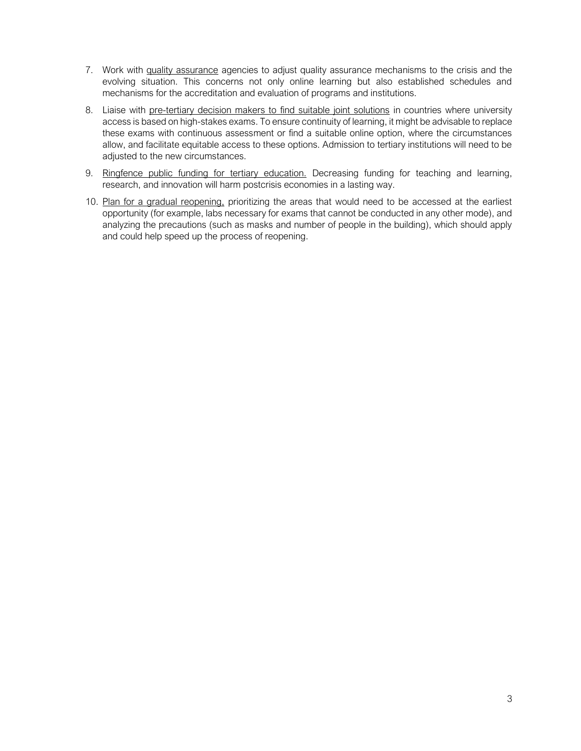7. Work with quality assurance agencies to adjust quality assurance mechanisms to the crisis and the evolving situation. This concerns not only online learning but also established schedules and mechanisms for the accreditation and evaluation of programs and institutions.

8. Liaise with pre-tertiary decision makers to find suitable joint solutions in countries where university access is based on high-stakes exams. To ensure continuity of learning, it might be advisable to replace these exams with continuous assessment or find a suitable online option, where the circumstances allow, and facilitate equitable access to these options. Admission to tertiary institutions will need to be adjusted to the new circumstances.

9. Ringfence public funding for tertiary education. Decreasing funding for teaching and learning, research, and innovation will harm postcrisis economies in a lasting way.

10. Plan for a gradual reopening, prioritizing the areas that would need to be accessed at the earliest opportunity (for example, labs necessary for exams that cannot be conducted in any other mode), and analyzing the precautions (such as masks and number of people in the building), which should apply and could help speed up the process of reopening.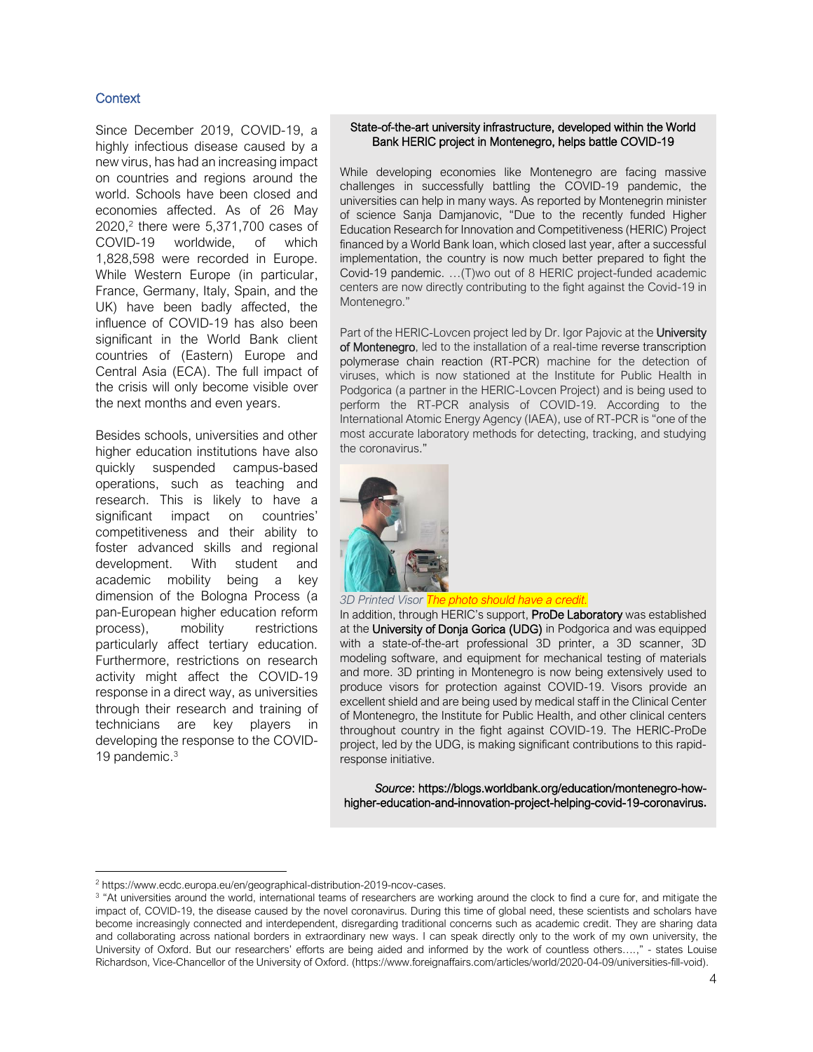## Context

Since December 2019, COVID-19, a highly infectious disease caused by a new virus, has had an increasing impact on countries and regions around the world. Schools have been closed and economies affected. As of 26 May 2020,[2] there were 5,371,700 cases of COVID-19 worldwide, of which 1,828,598 were recorded in Europe. While Western Europe (in particular, France, Germany, Italy, Spain, and the UK) have been badly affected, the influence of COVID-19 has also been significant in the World Bank client countries of (Eastern) Europe and Central Asia (ECA). The full impact of the crisis will only become visible over the next months and even years.

Besides schools, universities and other higher education institutions have also quickly suspended campus-based operations, such as teaching and research. This is likely to have a significant impact on countries' competitiveness and their ability to foster advanced skills and regional development. With student and academic mobility being a key dimension of the Bologna Process (a pan-European higher education reform process), mobility restrictions particularly affect tertiary education. Furthermore, restrictions on research activity might affect the COVID-19 response in a direct way, as universities through their research and training of technicians are key players in developing the response to the COVID-19 pandemic.[3]

**State-of-the-art university infrastructure, developed within the World Bank HERIC project in Montenegro, helps battle COVID-19**

While developing economies like Montenegro are facing massive challenges in successfully battling the COVID-19 pandemic, the universities can help in many ways. As reported by Montenegrin minister of science Sanja Damjanovic, "Due to the recently funded Higher Education Research for Innovation and Competitiveness (HERIC) Project financed by a World Bank loan, which closed last year, after a successful implementation, the country is now much better prepared to fight the Covid-19 pandemic. …(T)wo out of 8 HERIC project-funded academic centers are now directly contributing to the fight against the Covid-19 in Montenegro."

Part of the HERIC-Lovcen project led by Dr. Igor Pajovic at the **University of Montenegro**, led to the installation of a real-time reverse transcription polymerase chain reaction (RT-PCR) machine for the detection of viruses, which is now stationed at the Institute for Public Health in Podgorica (a partner in the HERIC-Lovcen Project) and is being used to perform the RT-PCR analysis of COVID-19. According to the International Atomic Energy Agency (IAEA), use of RT-PCR is "one of the most accurate laboratory methods for detecting, tracking, and studying the coronavirus."

*3D Printed Visor* *The photo should have a credit.*

In addition, through HERIC's support, **ProDe Laboratory** was established at the **University of Donja Gorica (UDG)** in Podgorica and was equipped with a state-of-the-art professional 3D printer, a 3D scanner, 3D modeling software, and equipment for mechanical testing of materials and more. 3D printing in Montenegro is now being extensively used to produce visors for protection against COVID-19. Visors provide an excellent shield and are being used by medical staff in the Clinical Center of Montenegro, the Institute for Public Health, and other clinical centers throughout country in the fight against COVID-19. The HERIC-ProDe project, led by the UDG, is making significant contributions to this rapid-response initiative.

*Source*: https://blogs.worldbank.org/education/montenegro-how-higher-education-and-innovation-project-helping-covid-19-coronavirus.

---

[2] https://www.ecdc.europa.eu/en/geographical-distribution-2019-ncov-cases.

[3] "At universities around the world, international teams of researchers are working around the clock to find a cure for, and mitigate the impact of, COVID-19, the disease caused by the novel coronavirus. During this time of global need, these scientists and scholars have become increasingly connected and interdependent, disregarding traditional concerns such as academic credit. They are sharing data and collaborating across national borders in extraordinary new ways. I can speak directly only to the work of my own university, the University of Oxford. But our researchers' efforts are being aided and informed by the work of countless others….," - states Louise Richardson, Vice-Chancellor of the University of Oxford. (https://www.foreignaffairs.com/articles/world/2020-04-09/universities-fill-void).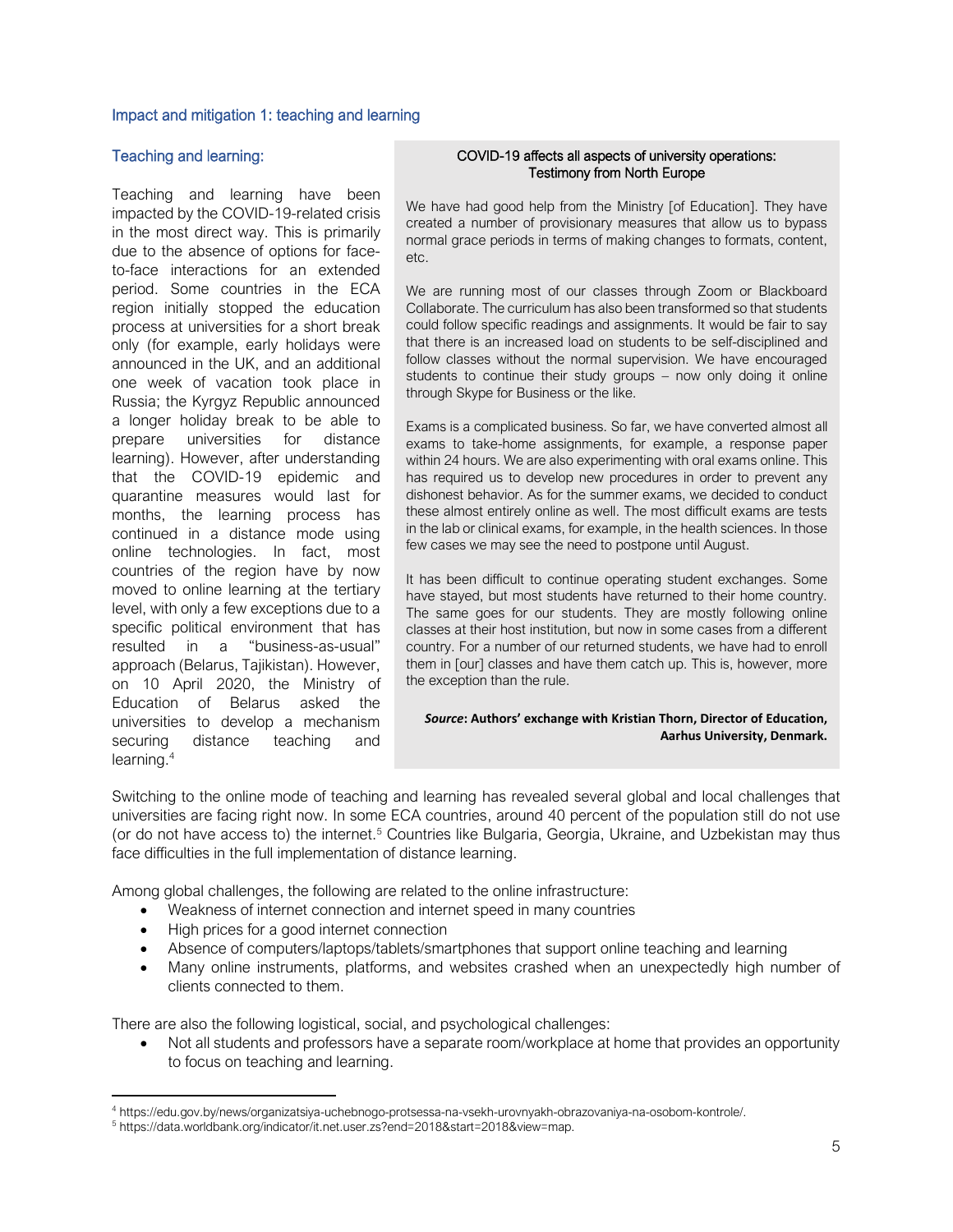## Impact and mitigation 1: teaching and learning

### Teaching and learning:

Teaching and learning have been impacted by the COVID-19-related crisis in the most direct way. This is primarily due to the absence of options for face-to-face interactions for an extended period. Some countries in the ECA region initially stopped the education process at universities for a short break only (for example, early holidays were announced in the UK, and an additional one week of vacation took place in Russia; the Kyrgyz Republic announced a longer holiday break to be able to prepare universities for distance learning). However, after understanding that the COVID-19 epidemic and quarantine measures would last for months, the learning process has continued in a distance mode using online technologies. In fact, most countries of the region have by now moved to online learning at the tertiary level, with only a few exceptions due to a specific political environment that has resulted in a "business-as-usual" approach (Belarus, Tajikistan). However, on 10 April 2020, the Ministry of Education of Belarus asked the universities to develop a mechanism securing distance teaching and learning.[4]

> **COVID-19 affects all aspects of university operations: Testimony from North Europe**
>
> We have had good help from the Ministry [of Education]. They have created a number of provisionary measures that allow us to bypass normal grace periods in terms of making changes to formats, content, etc.
>
> We are running most of our classes through Zoom or Blackboard Collaborate. The curriculum has also been transformed so that students could follow specific readings and assignments. It would be fair to say that there is an increased load on students to be self-disciplined and follow classes without the normal supervision. We have encouraged students to continue their study groups – now only doing it online through Skype for Business or the like.
>
> Exams is a complicated business. So far, we have converted almost all exams to take-home assignments, for example, a response paper within 24 hours. We are also experimenting with oral exams online. This has required us to develop new procedures in order to prevent any dishonest behavior. As for the summer exams, we decided to conduct these almost entirely online as well. The most difficult exams are tests in the lab or clinical exams, for example, in the health sciences. In those few cases we may see the need to postpone until August.
>
> It has been difficult to continue operating student exchanges. Some have stayed, but most students have returned to their home country. The same goes for our students. They are mostly following online classes at their host institution, but now in some cases from a different country. For a number of our returned students, we have had to enroll them in [our] classes and have them catch up. This is, however, more the exception than the rule.
>
> ***Source*: Authors' exchange with Kristian Thorn, Director of Education, Aarhus University, Denmark.**

Switching to the online mode of teaching and learning has revealed several global and local challenges that universities are facing right now. In some ECA countries, around 40 percent of the population still do not use (or do not have access to) the internet.[5] Countries like Bulgaria, Georgia, Ukraine, and Uzbekistan may thus face difficulties in the full implementation of distance learning.

Among global challenges, the following are related to the online infrastructure:

- Weakness of internet connection and internet speed in many countries
- High prices for a good internet connection
- Absence of computers/laptops/tablets/smartphones that support online teaching and learning
- Many online instruments, platforms, and websites crashed when an unexpectedly high number of clients connected to them.

There are also the following logistical, social, and psychological challenges:

- Not all students and professors have a separate room/workplace at home that provides an opportunity to focus on teaching and learning.

---

[4] https://edu.gov.by/news/organizatsiya-uchebnogo-protsessa-na-vsekh-urovnyakh-obrazovaniya-na-osobom-kontrole/.

[5] https://data.worldbank.org/indicator/it.net.user.zs?end=2018&start=2018&view=map.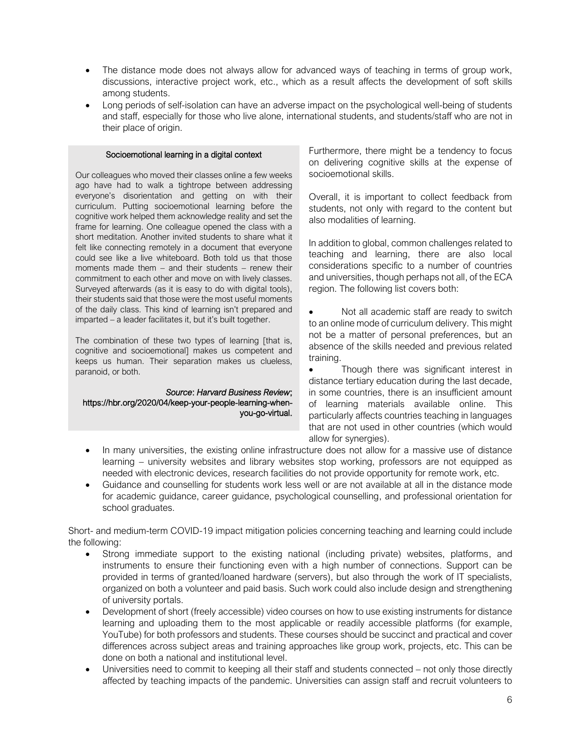- The distance mode does not always allow for advanced ways of teaching in terms of group work, discussions, interactive project work, etc., which as a result affects the development of soft skills among students.
- Long periods of self-isolation can have an adverse impact on the psychological well-being of students and staff, especially for those who live alone, international students, and students/staff who are not in their place of origin.

> **Socioemotional learning in a digital context**
>
> Our colleagues who moved their classes online a few weeks ago have had to walk a tightrope between addressing everyone's disorientation and getting on with their curriculum. Putting socioemotional learning before the cognitive work helped them acknowledge reality and set the frame for learning. One colleague opened the class with a short meditation. Another invited students to share what it felt like connecting remotely in a document that everyone could see like a live whiteboard. Both told us that those moments made them – and their students – renew their commitment to each other and move on with lively classes. Surveyed afterwards (as it is easy to do with digital tools), their students said that those were the most useful moments of the daily class. This kind of learning isn't prepared and imparted – a leader facilitates it, but it's built together.
>
> The combination of these two types of learning [that is, cognitive and socioemotional] makes us competent and keeps us human. Their separation makes us clueless, paranoid, or both.
>
> *Source*: *Harvard Business Review*; https://hbr.org/2020/04/keep-your-people-learning-when-you-go-virtual.

Furthermore, there might be a tendency to focus on delivering cognitive skills at the expense of socioemotional skills.

Overall, it is important to collect feedback from students, not only with regard to the content but also modalities of learning.

In addition to global, common challenges related to teaching and learning, there are also local considerations specific to a number of countries and universities, though perhaps not all, of the ECA region. The following list covers both:

- Not all academic staff are ready to switch to an online mode of curriculum delivery. This might not be a matter of personal preferences, but an absence of the skills needed and previous related training.
- Though there was significant interest in distance tertiary education during the last decade, in some countries, there is an insufficient amount of learning materials available online. This particularly affects countries teaching in languages that are not used in other countries (which would allow for synergies).
- In many universities, the existing online infrastructure does not allow for a massive use of distance learning – university websites and library websites stop working, professors are not equipped as needed with electronic devices, research facilities do not provide opportunity for remote work, etc.
- Guidance and counselling for students work less well or are not available at all in the distance mode for academic guidance, career guidance, psychological counselling, and professional orientation for school graduates.

Short- and medium-term COVID-19 impact mitigation policies concerning teaching and learning could include the following:

- Strong immediate support to the existing national (including private) websites, platforms, and instruments to ensure their functioning even with a high number of connections. Support can be provided in terms of granted/loaned hardware (servers), but also through the work of IT specialists, organized on both a volunteer and paid basis. Such work could also include design and strengthening of university portals.
- Development of short (freely accessible) video courses on how to use existing instruments for distance learning and uploading them to the most applicable or readily accessible platforms (for example, YouTube) for both professors and students. These courses should be succinct and practical and cover differences across subject areas and training approaches like group work, projects, etc. This can be done on both a national and institutional level.
- Universities need to commit to keeping all their staff and students connected – not only those directly affected by teaching impacts of the pandemic. Universities can assign staff and recruit volunteers to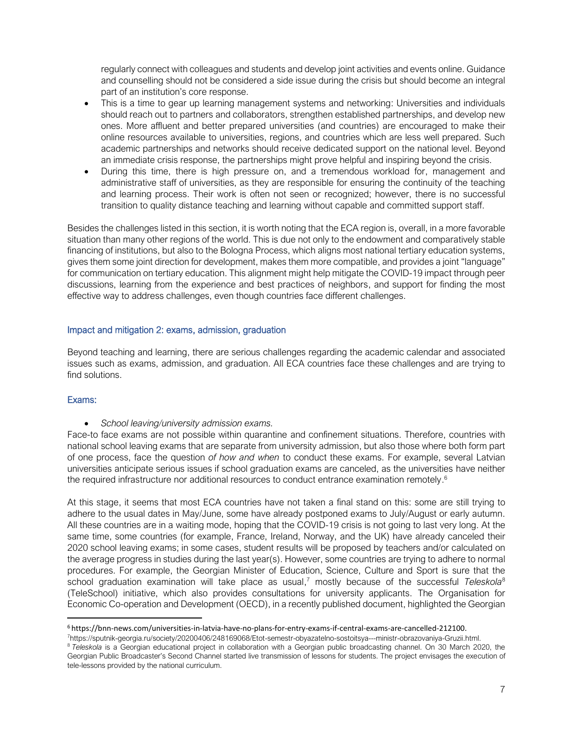regularly connect with colleagues and students and develop joint activities and events online. Guidance and counselling should not be considered a side issue during the crisis but should become an integral part of an institution's core response.

- This is a time to gear up learning management systems and networking: Universities and individuals should reach out to partners and collaborators, strengthen established partnerships, and develop new ones. More affluent and better prepared universities (and countries) are encouraged to make their online resources available to universities, regions, and countries which are less well prepared. Such academic partnerships and networks should receive dedicated support on the national level. Beyond an immediate crisis response, the partnerships might prove helpful and inspiring beyond the crisis.
- During this time, there is high pressure on, and a tremendous workload for, management and administrative staff of universities, as they are responsible for ensuring the continuity of the teaching and learning process. Their work is often not seen or recognized; however, there is no successful transition to quality distance teaching and learning without capable and committed support staff.

Besides the challenges listed in this section, it is worth noting that the ECA region is, overall, in a more favorable situation than many other regions of the world. This is due not only to the endowment and comparatively stable financing of institutions, but also to the Bologna Process, which aligns most national tertiary education systems, gives them some joint direction for development, makes them more compatible, and provides a joint "language" for communication on tertiary education. This alignment might help mitigate the COVID-19 impact through peer discussions, learning from the experience and best practices of neighbors, and support for finding the most effective way to address challenges, even though countries face different challenges.

## Impact and mitigation 2: exams, admission, graduation

Beyond teaching and learning, there are serious challenges regarding the academic calendar and associated issues such as exams, admission, and graduation. All ECA countries face these challenges and are trying to find solutions.

### Exams:

- *School leaving/university admission exams.*

Face-to face exams are not possible within quarantine and confinement situations. Therefore, countries with national school leaving exams that are separate from university admission, but also those where both form part of one process, face the question *of how and when* to conduct these exams. For example, several Latvian universities anticipate serious issues if school graduation exams are canceled, as the universities have neither the required infrastructure nor additional resources to conduct entrance examination remotely.[6]

At this stage, it seems that most ECA countries have not taken a final stand on this: some are still trying to adhere to the usual dates in May/June, some have already postponed exams to July/August or early autumn. All these countries are in a waiting mode, hoping that the COVID-19 crisis is not going to last very long. At the same time, some countries (for example, France, Ireland, Norway, and the UK) have already canceled their 2020 school leaving exams; in some cases, student results will be proposed by teachers and/or calculated on the average progress in studies during the last year(s). However, some countries are trying to adhere to normal procedures. For example, the Georgian Minister of Education, Science, Culture and Sport is sure that the school graduation examination will take place as usual,[7] mostly because of the successful *Teleskola*[8] (TeleSchool) initiative, which also provides consultations for university applicants. The Organisation for Economic Co-operation and Development (OECD), in a recently published document, highlighted the Georgian

---

[6] https://bnn-news.com/universities-in-latvia-have-no-plans-for-entry-exams-if-central-exams-are-cancelled-212100.

[7] https://sputnik-georgia.ru/society/20200406/248169068/Etot-semestr-obyazatelno-sostoitsya---ministr-obrazovaniya-Gruzii.html.

[8] *Teleskola* is a Georgian educational project in collaboration with a Georgian public broadcasting channel. On 30 March 2020, the Georgian Public Broadcaster's Second Channel started live transmission of lessons for students. The project envisages the execution of tele-lessons provided by the national curriculum.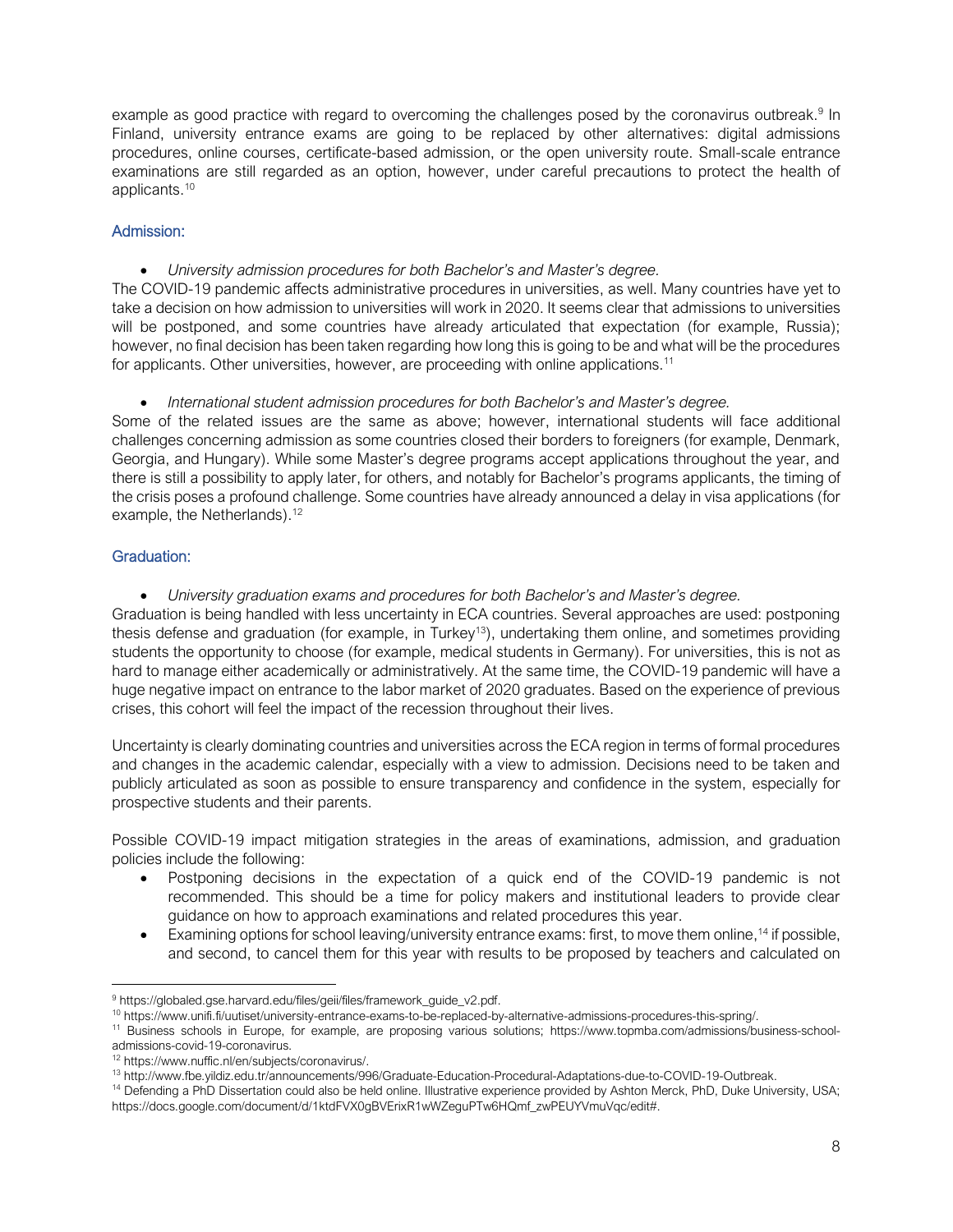example as good practice with regard to overcoming the challenges posed by the coronavirus outbreak.[9] In Finland, university entrance exams are going to be replaced by other alternatives: digital admissions procedures, online courses, certificate-based admission, or the open university route. Small-scale entrance examinations are still regarded as an option, however, under careful precautions to protect the health of applicants.[10]

### Admission:

- *University admission procedures for both Bachelor's and Master's degree.*

The COVID-19 pandemic affects administrative procedures in universities, as well. Many countries have yet to take a decision on how admission to universities will work in 2020. It seems clear that admissions to universities will be postponed, and some countries have already articulated that expectation (for example, Russia); however, no final decision has been taken regarding how long this is going to be and what will be the procedures for applicants. Other universities, however, are proceeding with online applications.[11]

- *International student admission procedures for both Bachelor's and Master's degree.*

Some of the related issues are the same as above; however, international students will face additional challenges concerning admission as some countries closed their borders to foreigners (for example, Denmark, Georgia, and Hungary). While some Master's degree programs accept applications throughout the year, and there is still a possibility to apply later, for others, and notably for Bachelor's programs applicants, the timing of the crisis poses a profound challenge. Some countries have already announced a delay in visa applications (for example, the Netherlands).[12]

### Graduation:

- *University graduation exams and procedures for both Bachelor's and Master's degree.*

Graduation is being handled with less uncertainty in ECA countries. Several approaches are used: postponing thesis defense and graduation (for example, in Turkey[13]), undertaking them online, and sometimes providing students the opportunity to choose (for example, medical students in Germany). For universities, this is not as hard to manage either academically or administratively. At the same time, the COVID-19 pandemic will have a huge negative impact on entrance to the labor market of 2020 graduates. Based on the experience of previous crises, this cohort will feel the impact of the recession throughout their lives.

Uncertainty is clearly dominating countries and universities across the ECA region in terms of formal procedures and changes in the academic calendar, especially with a view to admission. Decisions need to be taken and publicly articulated as soon as possible to ensure transparency and confidence in the system, especially for prospective students and their parents.

Possible COVID-19 impact mitigation strategies in the areas of examinations, admission, and graduation policies include the following:

- Postponing decisions in the expectation of a quick end of the COVID-19 pandemic is not recommended. This should be a time for policy makers and institutional leaders to provide clear guidance on how to approach examinations and related procedures this year.
- Examining options for school leaving/university entrance exams: first, to move them online,[14] if possible, and second, to cancel them for this year with results to be proposed by teachers and calculated on

---

[9] https://globaled.gse.harvard.edu/files/geii/files/framework_guide_v2.pdf.

[10] https://www.unifi.fi/uutiset/university-entrance-exams-to-be-replaced-by-alternative-admissions-procedures-this-spring/.

[11] Business schools in Europe, for example, are proposing various solutions; https://www.topmba.com/admissions/business-school-admissions-covid-19-coronavirus.

[12] https://www.nuffic.nl/en/subjects/coronavirus/.

[13] http://www.fbe.yildiz.edu.tr/announcements/996/Graduate-Education-Procedural-Adaptations-due-to-COVID-19-Outbreak.

[14] Defending a PhD Dissertation could also be held online. Illustrative experience provided by Ashton Merck, PhD, Duke University, USA; https://docs.google.com/document/d/1ktdFVX0gBVErixR1wWZeguPTw6HQmf_zwPEUYVmuVqc/edit#.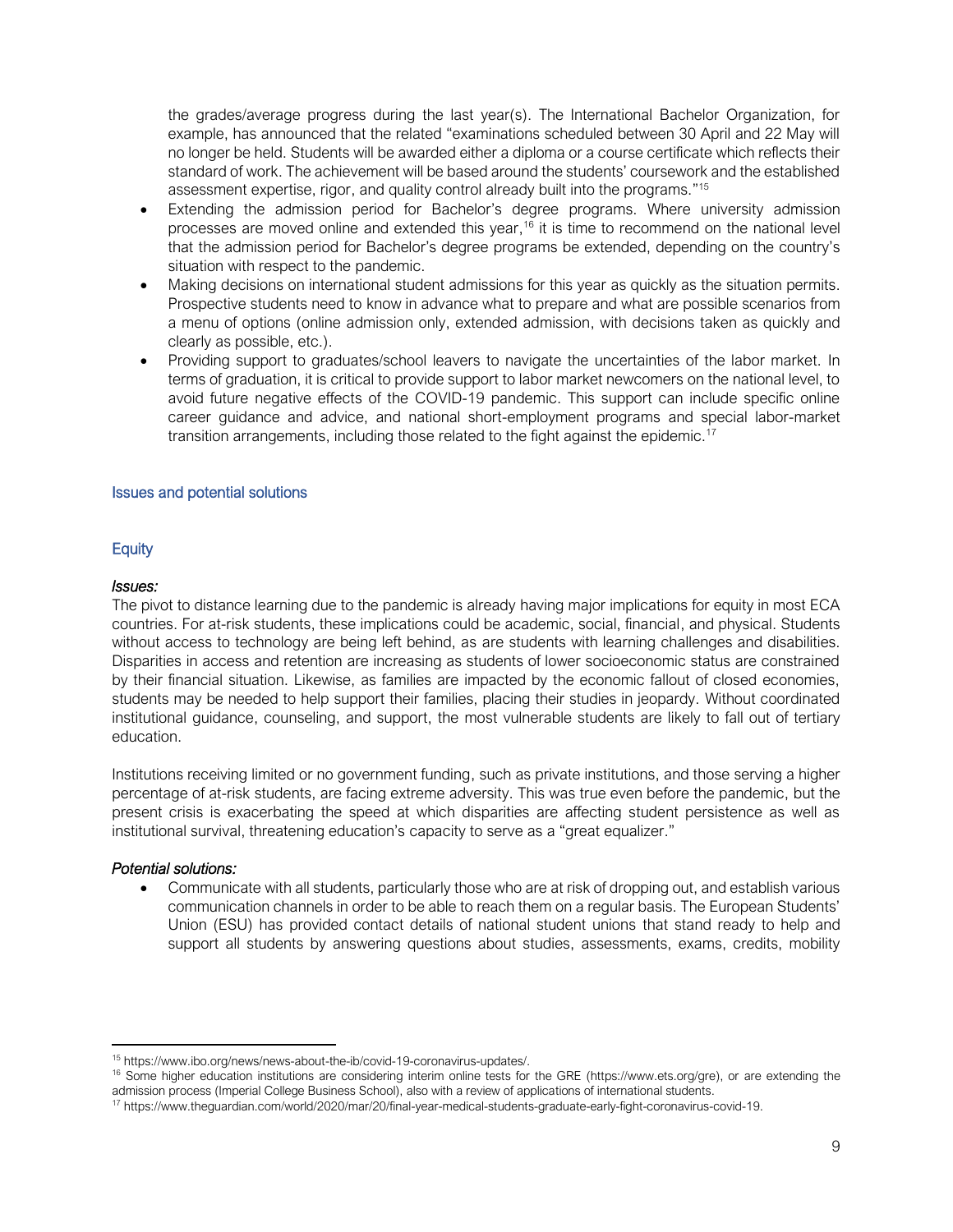the grades/average progress during the last year(s). The International Bachelor Organization, for example, has announced that the related "examinations scheduled between 30 April and 22 May will no longer be held. Students will be awarded either a diploma or a course certificate which reflects their standard of work. The achievement will be based around the students' coursework and the established assessment expertise, rigor, and quality control already built into the programs."[15]

- Extending the admission period for Bachelor's degree programs. Where university admission processes are moved online and extended this year,[16] it is time to recommend on the national level that the admission period for Bachelor's degree programs be extended, depending on the country's situation with respect to the pandemic.
- Making decisions on international student admissions for this year as quickly as the situation permits. Prospective students need to know in advance what to prepare and what are possible scenarios from a menu of options (online admission only, extended admission, with decisions taken as quickly and clearly as possible, etc.).
- Providing support to graduates/school leavers to navigate the uncertainties of the labor market. In terms of graduation, it is critical to provide support to labor market newcomers on the national level, to avoid future negative effects of the COVID-19 pandemic. This support can include specific online career guidance and advice, and national short-employment programs and special labor-market transition arrangements, including those related to the fight against the epidemic.[17]

## Issues and potential solutions

### Equity

***Issues:***

The pivot to distance learning due to the pandemic is already having major implications for equity in most ECA countries. For at-risk students, these implications could be academic, social, financial, and physical. Students without access to technology are being left behind, as are students with learning challenges and disabilities. Disparities in access and retention are increasing as students of lower socioeconomic status are constrained by their financial situation. Likewise, as families are impacted by the economic fallout of closed economies, students may be needed to help support their families, placing their studies in jeopardy. Without coordinated institutional guidance, counseling, and support, the most vulnerable students are likely to fall out of tertiary education.

Institutions receiving limited or no government funding, such as private institutions, and those serving a higher percentage of at-risk students, are facing extreme adversity. This was true even before the pandemic, but the present crisis is exacerbating the speed at which disparities are affecting student persistence as well as institutional survival, threatening education's capacity to serve as a "great equalizer."

***Potential solutions:***

- Communicate with all students, particularly those who are at risk of dropping out, and establish various communication channels in order to be able to reach them on a regular basis. The European Students' Union (ESU) has provided contact details of national student unions that stand ready to help and support all students by answering questions about studies, assessments, exams, credits, mobility

---

[15] https://www.ibo.org/news/news-about-the-ib/covid-19-coronavirus-updates/.

[16] Some higher education institutions are considering interim online tests for the GRE (https://www.ets.org/gre), or are extending the admission process (Imperial College Business School), also with a review of applications of international students.

[17] https://www.theguardian.com/world/2020/mar/20/final-year-medical-students-graduate-early-fight-coronavirus-covid-19.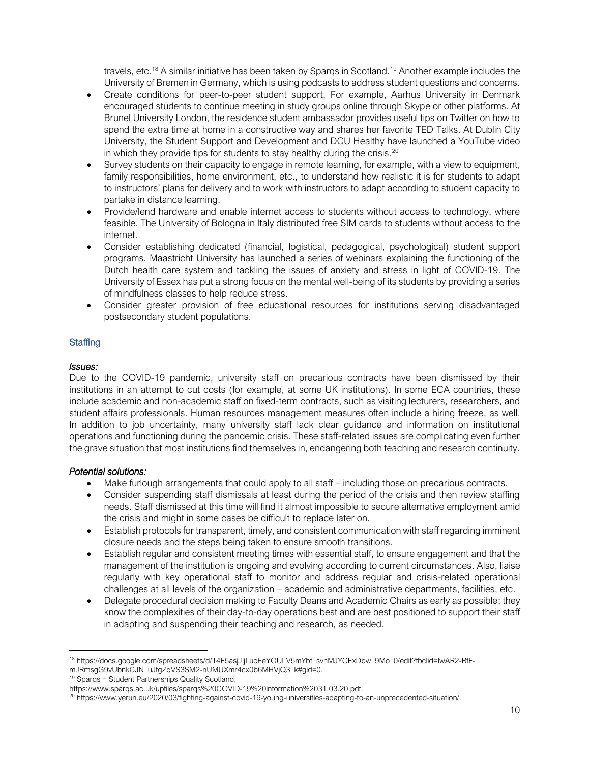travels, etc.[18] A similar initiative has been taken by Sparqs in Scotland.[19] Another example includes the University of Bremen in Germany, which is using podcasts to address student questions and concerns.

- Create conditions for peer-to-peer student support. For example, Aarhus University in Denmark encouraged students to continue meeting in study groups online through Skype or other platforms. At Brunel University London, the residence student ambassador provides useful tips on Twitter on how to spend the extra time at home in a constructive way and shares her favorite TED Talks. At Dublin City University, the Student Support and Development and DCU Healthy have launched a YouTube video in which they provide tips for students to stay healthy during the crisis.[20]
- Survey students on their capacity to engage in remote learning, for example, with a view to equipment, family responsibilities, home environment, etc., to understand how realistic it is for students to adapt to instructors' plans for delivery and to work with instructors to adapt according to student capacity to partake in distance learning.
- Provide/lend hardware and enable internet access to students without access to technology, where feasible. The University of Bologna in Italy distributed free SIM cards to students without access to the internet.
- Consider establishing dedicated (financial, logistical, pedagogical, psychological) student support programs. Maastricht University has launched a series of webinars explaining the functioning of the Dutch health care system and tackling the issues of anxiety and stress in light of COVID-19. The University of Essex has put a strong focus on the mental well-being of its students by providing a series of mindfulness classes to help reduce stress.
- Consider greater provision of free educational resources for institutions serving disadvantaged postsecondary student populations.

## Staffing

*Issues:*

Due to the COVID-19 pandemic, university staff on precarious contracts have been dismissed by their institutions in an attempt to cut costs (for example, at some UK institutions). In some ECA countries, these include academic and non-academic staff on fixed-term contracts, such as visiting lecturers, researchers, and student affairs professionals. Human resources management measures often include a hiring freeze, as well. In addition to job uncertainty, many university staff lack clear guidance and information on institutional operations and functioning during the pandemic crisis. These staff-related issues are complicating even further the grave situation that most institutions find themselves in, endangering both teaching and research continuity.

*Potential solutions:*

- Make furlough arrangements that could apply to all staff – including those on precarious contracts.
- Consider suspending staff dismissals at least during the period of the crisis and then review staffing needs. Staff dismissed at this time will find it almost impossible to secure alternative employment amid the crisis and might in some cases be difficult to replace later on.
- Establish protocols for transparent, timely, and consistent communication with staff regarding imminent closure needs and the steps being taken to ensure smooth transitions.
- Establish regular and consistent meeting times with essential staff, to ensure engagement and that the management of the institution is ongoing and evolving according to current circumstances. Also, liaise regularly with key operational staff to monitor and address regular and crisis-related operational challenges at all levels of the organization – academic and administrative departments, facilities, etc.
- Delegate procedural decision making to Faculty Deans and Academic Chairs as early as possible; they know the complexities of their day-to-day operations best and are best positioned to support their staff in adapting and suspending their teaching and research, as needed.

---

[18] https://docs.google.com/spreadsheets/d/14F5asjJljLucEeYOULV5mYbt_svhMJYCExDbw_9Mo_0/edit?fbclid=IwAR2-RfF-mJRmsgG9vUbnkCJN_uJtgZqVS3SM2-nUMUXmr4cx0b6MHVjQ3_k#gid=0.

[19] Sparqs = Student Partnerships Quality Scotland; https://www.sparqs.ac.uk/upfiles/sparqs%20COVID-19%20information%2031.03.20.pdf.

[20] https://www.yerun.eu/2020/03/fighting-against-covid-19-young-universities-adapting-to-an-unprecedented-situation/.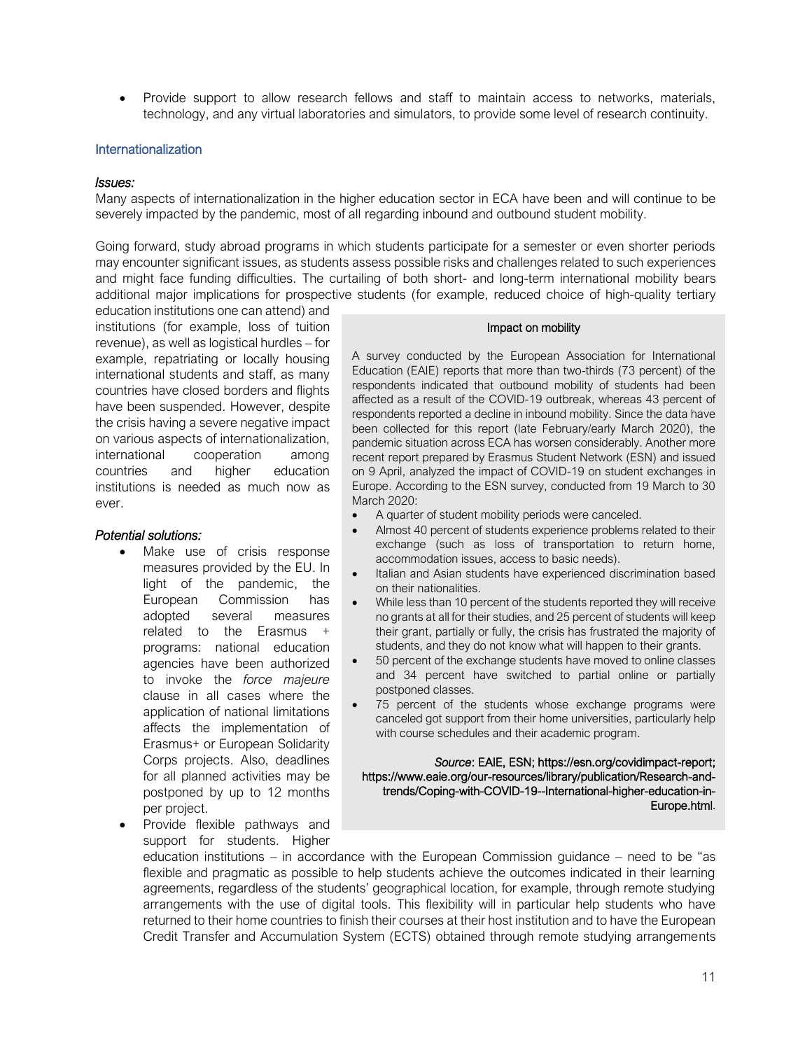- Provide support to allow research fellows and staff to maintain access to networks, materials, technology, and any virtual laboratories and simulators, to provide some level of research continuity.

## Internationalization

***Issues:***

Many aspects of internationalization in the higher education sector in ECA have been and will continue to be severely impacted by the pandemic, most of all regarding inbound and outbound student mobility.

Going forward, study abroad programs in which students participate for a semester or even shorter periods may encounter significant issues, as students assess possible risks and challenges related to such experiences and might face funding difficulties. The curtailing of both short- and long-term international mobility bears additional major implications for prospective students (for example, reduced choice of high-quality tertiary education institutions one can attend) and institutions (for example, loss of tuition revenue), as well as logistical hurdles – for example, repatriating or locally housing international students and staff, as many countries have closed borders and flights have been suspended. However, despite the crisis having a severe negative impact on various aspects of internationalization, international cooperation among countries and higher education institutions is needed as much now as ever.

> **Impact on mobility**
>
> A survey conducted by the European Association for International Education (EAIE) reports that more than two-thirds (73 percent) of the respondents indicated that outbound mobility of students had been affected as a result of the COVID-19 outbreak, whereas 43 percent of respondents reported a decline in inbound mobility. Since the data have been collected for this report (late February/early March 2020), the pandemic situation across ECA has worsen considerably. Another more recent report prepared by Erasmus Student Network (ESN) and issued on 9 April, analyzed the impact of COVID-19 on student exchanges in Europe. According to the ESN survey, conducted from 19 March to 30 March 2020:
>
> - A quarter of student mobility periods were canceled.
> - Almost 40 percent of students experience problems related to their exchange (such as loss of transportation to return home, accommodation issues, access to basic needs).
> - Italian and Asian students have experienced discrimination based on their nationalities.
> - While less than 10 percent of the students reported they will receive no grants at all for their studies, and 25 percent of students will keep their grant, partially or fully, the crisis has frustrated the majority of students, and they do not know what will happen to their grants.
> - 50 percent of the exchange students have moved to online classes and 34 percent have switched to partial online or partially postponed classes.
> - 75 percent of the students whose exchange programs were canceled got support from their home universities, particularly help with course schedules and their academic program.
>
> *Source*: EAIE, ESN; https://esn.org/covidimpact-report; https://www.eaie.org/our-resources/library/publication/Research-and-trends/Coping-with-COVID-19--International-higher-education-in-Europe.html.

***Potential solutions:***

- Make use of crisis response measures provided by the EU. In light of the pandemic, the European Commission has adopted several measures related to the Erasmus + programs: national education agencies have been authorized to invoke the *force majeure* clause in all cases where the application of national limitations affects the implementation of Erasmus+ or European Solidarity Corps projects. Also, deadlines for all planned activities may be postponed by up to 12 months per project.
- Provide flexible pathways and support for students. Higher education institutions – in accordance with the European Commission guidance – need to be "as flexible and pragmatic as possible to help students achieve the outcomes indicated in their learning agreements, regardless of the students' geographical location, for example, through remote studying arrangements with the use of digital tools. This flexibility will in particular help students who have returned to their home countries to finish their courses at their host institution and to have the European Credit Transfer and Accumulation System (ECTS) obtained through remote studying arrangements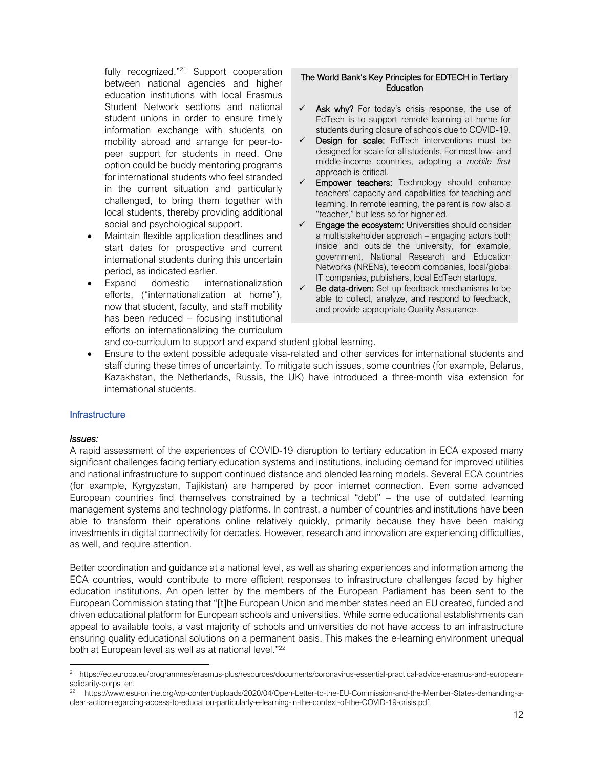fully recognized."[21] Support cooperation between national agencies and higher education institutions with local Erasmus Student Network sections and national student unions in order to ensure timely information exchange with students on mobility abroad and arrange for peer-to-peer support for students in need. One option could be buddy mentoring programs for international students who feel stranded in the current situation and particularly challenged, to bring them together with local students, thereby providing additional social and psychological support.

- Maintain flexible application deadlines and start dates for prospective and current international students during this uncertain period, as indicated earlier.
- Expand domestic internationalization efforts, ("internationalization at home"), now that student, faculty, and staff mobility has been reduced – focusing institutional efforts on internationalizing the curriculum and co-curriculum to support and expand student global learning.
- Ensure to the extent possible adequate visa-related and other services for international students and staff during these times of uncertainty. To mitigate such issues, some countries (for example, Belarus, Kazakhstan, the Netherlands, Russia, the UK) have introduced a three-month visa extension for international students.

> **The World Bank's Key Principles for EDTECH in Tertiary Education**
>
> - ✓ **Ask why?** For today's crisis response, the use of EdTech is to support remote learning at home for students during closure of schools due to COVID-19.
> - ✓ **Design for scale:** EdTech interventions must be designed for scale for all students. For most low- and middle-income countries, adopting a *mobile first* approach is critical.
> - ✓ **Empower teachers:** Technology should enhance teachers' capacity and capabilities for teaching and learning. In remote learning, the parent is now also a "teacher," but less so for higher ed.
> - ✓ **Engage the ecosystem:** Universities should consider a multistakeholder approach – engaging actors both inside and outside the university, for example, government, National Research and Education Networks (NRENs), telecom companies, local/global IT companies, publishers, local EdTech startups.
> - ✓ **Be data-driven:** Set up feedback mechanisms to be able to collect, analyze, and respond to feedback, and provide appropriate Quality Assurance.

## Infrastructure

***Issues:***

A rapid assessment of the experiences of COVID-19 disruption to tertiary education in ECA exposed many significant challenges facing tertiary education systems and institutions, including demand for improved utilities and national infrastructure to support continued distance and blended learning models. Several ECA countries (for example, Kyrgyzstan, Tajikistan) are hampered by poor internet connection. Even some advanced European countries find themselves constrained by a technical "debt" – the use of outdated learning management systems and technology platforms. In contrast, a number of countries and institutions have been able to transform their operations online relatively quickly, primarily because they have been making investments in digital connectivity for decades. However, research and innovation are experiencing difficulties, as well, and require attention.

Better coordination and guidance at a national level, as well as sharing experiences and information among the ECA countries, would contribute to more efficient responses to infrastructure challenges faced by higher education institutions. An open letter by the members of the European Parliament has been sent to the European Commission stating that "[t]he European Union and member states need an EU created, funded and driven educational platform for European schools and universities. While some educational establishments can appeal to available tools, a vast majority of schools and universities do not have access to an infrastructure ensuring quality educational solutions on a permanent basis. This makes the e-learning environment unequal both at European level as well as at national level."[22]

---

[21] https://ec.europa.eu/programmes/erasmus-plus/resources/documents/coronavirus-essential-practical-advice-erasmus-and-european-solidarity-corps_en.

[22] https://www.esu-online.org/wp-content/uploads/2020/04/Open-Letter-to-the-EU-Commission-and-the-Member-States-demanding-a-clear-action-regarding-access-to-education-particularly-e-learning-in-the-context-of-the-COVID-19-crisis.pdf.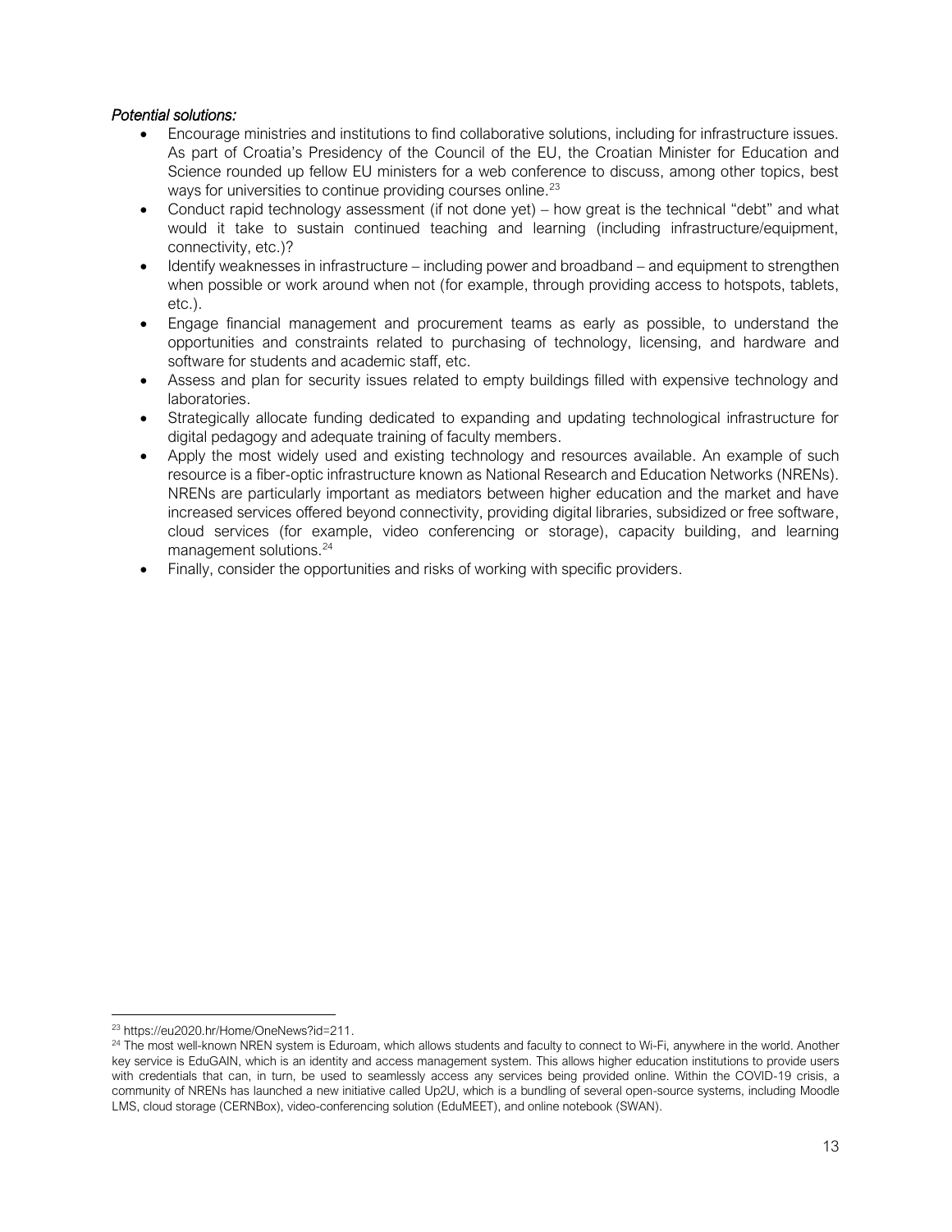*Potential solutions:*

- Encourage ministries and institutions to find collaborative solutions, including for infrastructure issues. As part of Croatia's Presidency of the Council of the EU, the Croatian Minister for Education and Science rounded up fellow EU ministers for a web conference to discuss, among other topics, best ways for universities to continue providing courses online.[23]
- Conduct rapid technology assessment (if not done yet) – how great is the technical "debt" and what would it take to sustain continued teaching and learning (including infrastructure/equipment, connectivity, etc.)?
- Identify weaknesses in infrastructure – including power and broadband – and equipment to strengthen when possible or work around when not (for example, through providing access to hotspots, tablets, etc.).
- Engage financial management and procurement teams as early as possible, to understand the opportunities and constraints related to purchasing of technology, licensing, and hardware and software for students and academic staff, etc.
- Assess and plan for security issues related to empty buildings filled with expensive technology and laboratories.
- Strategically allocate funding dedicated to expanding and updating technological infrastructure for digital pedagogy and adequate training of faculty members.
- Apply the most widely used and existing technology and resources available. An example of such resource is a fiber-optic infrastructure known as National Research and Education Networks (NRENs). NRENs are particularly important as mediators between higher education and the market and have increased services offered beyond connectivity, providing digital libraries, subsidized or free software, cloud services (for example, video conferencing or storage), capacity building, and learning management solutions.[24]
- Finally, consider the opportunities and risks of working with specific providers.

---

[23] https://eu2020.hr/Home/OneNews?id=211.

[24] The most well-known NREN system is Eduroam, which allows students and faculty to connect to Wi-Fi, anywhere in the world. Another key service is EduGAIN, which is an identity and access management system. This allows higher education institutions to provide users with credentials that can, in turn, be used to seamlessly access any services being provided online. Within the COVID-19 crisis, a community of NRENs has launched a new initiative called Up2U, which is a bundling of several open-source systems, including Moodle LMS, cloud storage (CERNBox), video-conferencing solution (EduMEET), and online notebook (SWAN).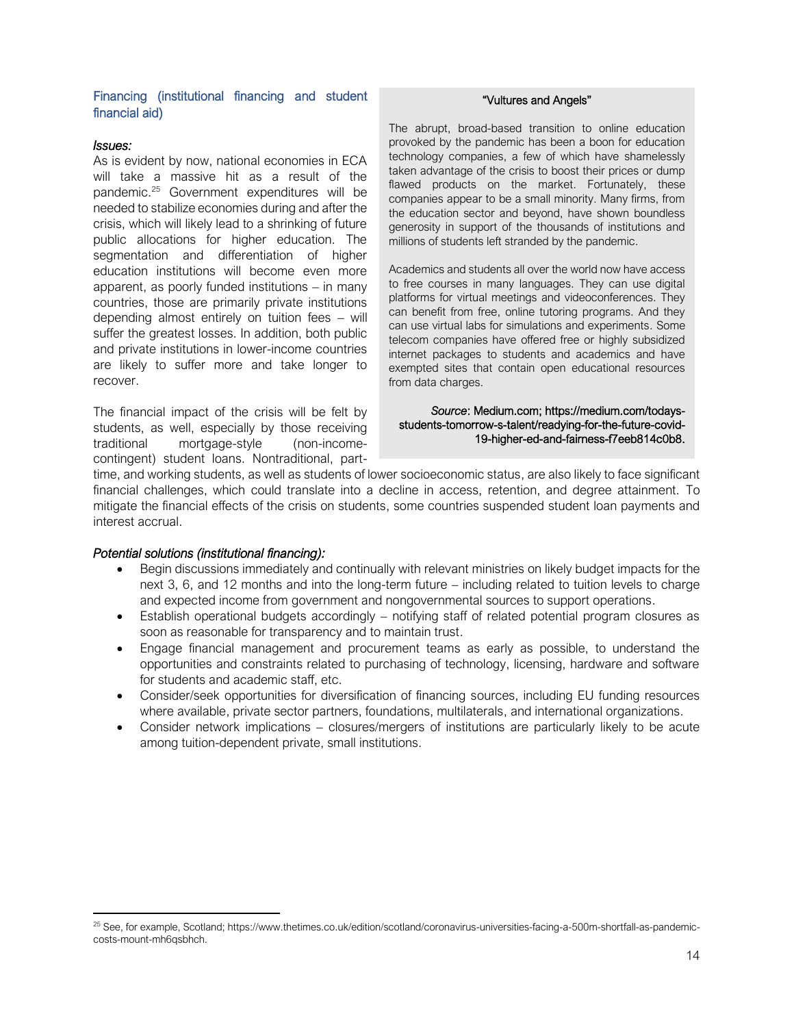### Financing (institutional financing and student financial aid)

*Issues:*

As is evident by now, national economies in ECA will take a massive hit as a result of the pandemic.[25] Government expenditures will be needed to stabilize economies during and after the crisis, which will likely lead to a shrinking of future public allocations for higher education. The segmentation and differentiation of higher education institutions will become even more apparent, as poorly funded institutions – in many countries, those are primarily private institutions depending almost entirely on tuition fees – will suffer the greatest losses. In addition, both public and private institutions in lower-income countries are likely to suffer more and take longer to recover.

The financial impact of the crisis will be felt by students, as well, especially by those receiving traditional mortgage-style (non-income-contingent) student loans. Nontraditional, part-time, and working students, as well as students of lower socioeconomic status, are also likely to face significant financial challenges, which could translate into a decline in access, retention, and degree attainment. To mitigate the financial effects of the crisis on students, some countries suspended student loan payments and interest accrual.

> **"Vultures and Angels"**
>
> The abrupt, broad-based transition to online education provoked by the pandemic has been a boon for education technology companies, a few of which have shamelessly taken advantage of the crisis to boost their prices or dump flawed products on the market. Fortunately, these companies appear to be a small minority. Many firms, from the education sector and beyond, have shown boundless generosity in support of the thousands of institutions and millions of students left stranded by the pandemic.
>
> Academics and students all over the world now have access to free courses in many languages. They can use digital platforms for virtual meetings and videoconferences. They can benefit from free, online tutoring programs. And they can use virtual labs for simulations and experiments. Some telecom companies have offered free or highly subsidized internet packages to students and academics and have exempted sites that contain open educational resources from data charges.
>
> *Source*: Medium.com; https://medium.com/todays-students-tomorrow-s-talent/readying-for-the-future-covid-19-higher-ed-and-fairness-f7eeb814c0b8.

*Potential solutions (institutional financing):*

- Begin discussions immediately and continually with relevant ministries on likely budget impacts for the next 3, 6, and 12 months and into the long-term future – including related to tuition levels to charge and expected income from government and nongovernmental sources to support operations.
- Establish operational budgets accordingly – notifying staff of related potential program closures as soon as reasonable for transparency and to maintain trust.
- Engage financial management and procurement teams as early as possible, to understand the opportunities and constraints related to purchasing of technology, licensing, hardware and software for students and academic staff, etc.
- Consider/seek opportunities for diversification of financing sources, including EU funding resources where available, private sector partners, foundations, multilaterals, and international organizations.
- Consider network implications – closures/mergers of institutions are particularly likely to be acute among tuition-dependent private, small institutions.

---

[25] See, for example, Scotland; https://www.thetimes.co.uk/edition/scotland/coronavirus-universities-facing-a-500m-shortfall-as-pandemic-costs-mount-mh6qsbhch.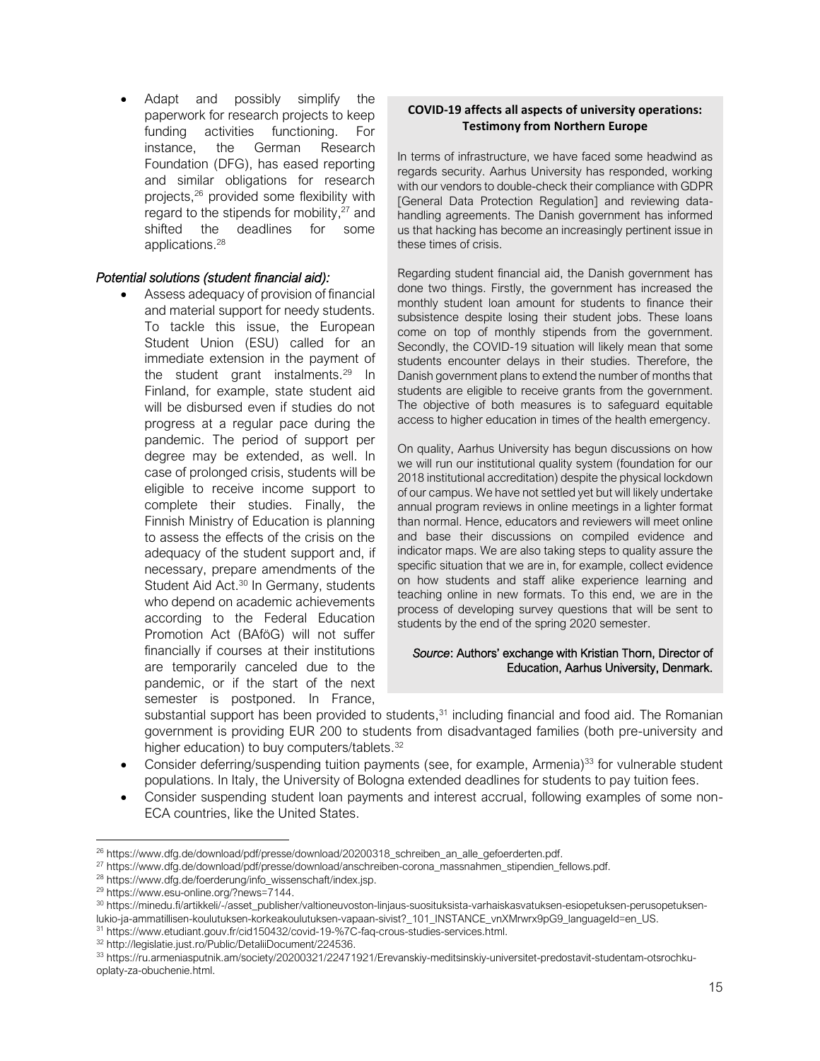- Adapt and possibly simplify the paperwork for research projects to keep funding activities functioning. For instance, the German Research Foundation (DFG), has eased reporting and similar obligations for research projects,[26] provided some flexibility with regard to the stipends for mobility,[27] and shifted the deadlines for some applications.[28]

*Potential solutions (student financial aid):*

- Assess adequacy of provision of financial and material support for needy students. To tackle this issue, the European Student Union (ESU) called for an immediate extension in the payment of the student grant instalments.[29] In Finland, for example, state student aid will be disbursed even if studies do not progress at a regular pace during the pandemic. The period of support per degree may be extended, as well. In case of prolonged crisis, students will be eligible to receive income support to complete their studies. Finally, the Finnish Ministry of Education is planning to assess the effects of the crisis on the adequacy of the student support and, if necessary, prepare amendments of the Student Aid Act.[30] In Germany, students who depend on academic achievements according to the Federal Education Promotion Act (BAföG) will not suffer financially if courses at their institutions are temporarily canceled due to the pandemic, or if the start of the next semester is postponed. In France, substantial support has been provided to students,[31] including financial and food aid. The Romanian government is providing EUR 200 to students from disadvantaged families (both pre-university and higher education) to buy computers/tablets.[32]
- Consider deferring/suspending tuition payments (see, for example, Armenia)[33] for vulnerable student populations. In Italy, the University of Bologna extended deadlines for students to pay tuition fees.
- Consider suspending student loan payments and interest accrual, following examples of some non-ECA countries, like the United States.

**COVID-19 affects all aspects of university operations: Testimony from Northern Europe**

In terms of infrastructure, we have faced some headwind as regards security. Aarhus University has responded, working with our vendors to double-check their compliance with GDPR [General Data Protection Regulation] and reviewing data-handling agreements. The Danish government has informed us that hacking has become an increasingly pertinent issue in these times of crisis.

Regarding student financial aid, the Danish government has done two things. Firstly, the government has increased the monthly student loan amount for students to finance their subsistence despite losing their student jobs. These loans come on top of monthly stipends from the government. Secondly, the COVID-19 situation will likely mean that some students encounter delays in their studies. Therefore, the Danish government plans to extend the number of months that students are eligible to receive grants from the government. The objective of both measures is to safeguard equitable access to higher education in times of the health emergency.

On quality, Aarhus University has begun discussions on how we will run our institutional quality system (foundation for our 2018 institutional accreditation) despite the physical lockdown of our campus. We have not settled yet but will likely undertake annual program reviews in online meetings in a lighter format than normal. Hence, educators and reviewers will meet online and base their discussions on compiled evidence and indicator maps. We are also taking steps to quality assure the specific situation that we are in, for example, collect evidence on how students and staff alike experience learning and teaching online in new formats. To this end, we are in the process of developing survey questions that will be sent to students by the end of the spring 2020 semester.

*Source*: Authors' exchange with Kristian Thorn, Director of Education, Aarhus University, Denmark.

---

[26] https://www.dfg.de/download/pdf/presse/download/20200318_schreiben_an_alle_gefoerderten.pdf.

[27] https://www.dfg.de/download/pdf/presse/download/anschreiben-corona_massnahmen_stipendien_fellows.pdf.

[28] https://www.dfg.de/foerderung/info_wissenschaft/index.jsp.

[29] https://www.esu-online.org/?news=7144.

[30] https://minedu.fi/artikkeli/-/asset_publisher/valtioneuvoston-linjaus-suosituksista-varhaiskasvatuksen-esiopetuksen-perusopetuksen-lukio-ja-ammatillisen-koulutuksen-korkeakoulutuksen-vapaan-sivist?_101_INSTANCE_vnXMrwrx9pG9_languageId=en_US.

[31] https://www.etudiant.gouv.fr/cid150432/covid-19-%7C-faq-crous-studies-services.html.

[32] http://legislatie.just.ro/Public/DetaliiDocument/224536.

[33] https://ru.armeniasputnik.am/society/20200321/22471921/Erevanskiy-meditsinskiy-universitet-predostavit-studentam-otsrochku-oplaty-za-obuchenie.html.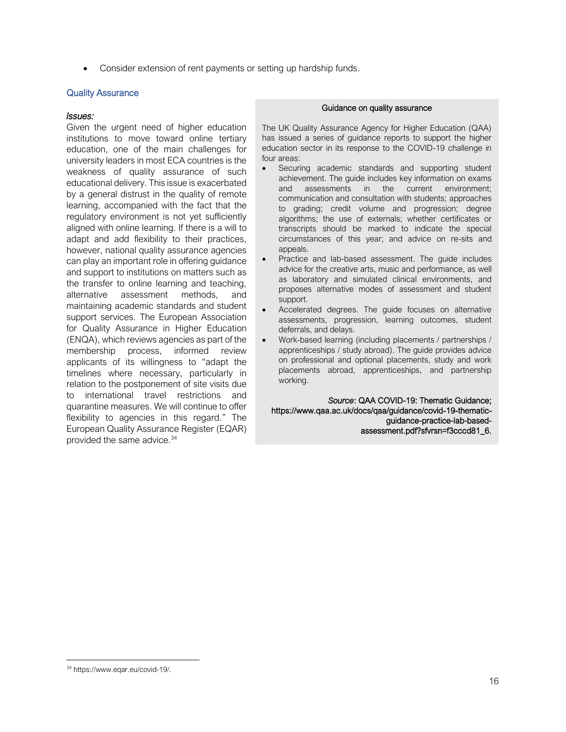- Consider extension of rent payments or setting up hardship funds.

## Quality Assurance

*Issues:*

Given the urgent need of higher education institutions to move toward online tertiary education, one of the main challenges for university leaders in most ECA countries is the weakness of quality assurance of such educational delivery. This issue is exacerbated by a general distrust in the quality of remote learning, accompanied with the fact that the regulatory environment is not yet sufficiently aligned with online learning. If there is a will to adapt and add flexibility to their practices, however, national quality assurance agencies can play an important role in offering guidance and support to institutions on matters such as the transfer to online learning and teaching, alternative assessment methods, and maintaining academic standards and student support services. The European Association for Quality Assurance in Higher Education (ENQA), which reviews agencies as part of the membership process, informed review applicants of its willingness to "adapt the timelines where necessary, particularly in relation to the postponement of site visits due to international travel restrictions and quarantine measures. We will continue to offer flexibility to agencies in this regard." The European Quality Assurance Register (EQAR) provided the same advice.[34]

> **Guidance on quality assurance**
>
> The UK Quality Assurance Agency for Higher Education (QAA) has issued a series of guidance reports to support the higher education sector in its response to the COVID-19 challenge in four areas:
>
> - Securing academic standards and supporting student achievement. The guide includes key information on exams and assessments in the current environment; communication and consultation with students; approaches to grading; credit volume and progression; degree algorithms; the use of externals; whether certificates or transcripts should be marked to indicate the special circumstances of this year; and advice on re-sits and appeals.
> - Practice and lab-based assessment. The guide includes advice for the creative arts, music and performance, as well as laboratory and simulated clinical environments, and proposes alternative modes of assessment and student support.
> - Accelerated degrees. The guide focuses on alternative assessments, progression, learning outcomes, student deferrals, and delays.
> - Work-based learning (including placements / partnerships / apprenticeships / study abroad). The guide provides advice on professional and optional placements, study and work placements abroad, apprenticeships, and partnership working.
>
> *Source*: QAA COVID-19: Thematic Guidance; https://www.qaa.ac.uk/docs/qaa/guidance/covid-19-thematic-guidance-practice-lab-based-assessment.pdf?sfvrsn=f3cccd81_6.

[34] https://www.eqar.eu/covid-19/.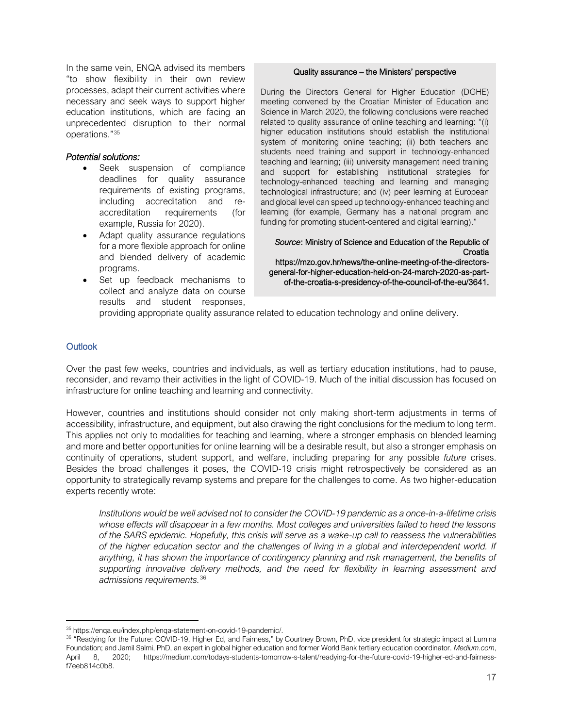In the same vein, ENQA advised its members "to show flexibility in their own review processes, adapt their current activities where necessary and seek ways to support higher education institutions, which are facing an unprecedented disruption to their normal operations."[35]

***Potential solutions:***

- Seek suspension of compliance deadlines for quality assurance requirements of existing programs, including accreditation and re-accreditation requirements (for example, Russia for 2020).
- Adapt quality assurance regulations for a more flexible approach for online and blended delivery of academic programs.
- Set up feedback mechanisms to collect and analyze data on course results and student responses, providing appropriate quality assurance related to education technology and online delivery.

> **Quality assurance – the Ministers' perspective**
>
> During the Directors General for Higher Education (DGHE) meeting convened by the Croatian Minister of Education and Science in March 2020, the following conclusions were reached related to quality assurance of online teaching and learning: "(i) higher education institutions should establish the institutional system of monitoring online teaching; (ii) both teachers and students need training and support in technology-enhanced teaching and learning; (iii) university management need training and support for establishing institutional strategies for technology-enhanced teaching and learning and managing technological infrastructure; and (iv) peer learning at European and global level can speed up technology-enhanced teaching and learning (for example, Germany has a national program and funding for promoting student-centered and digital learning)."
>
> *Source*: Ministry of Science and Education of the Republic of Croatia https://mzo.gov.hr/news/the-online-meeting-of-the-directors-general-for-higher-education-held-on-24-march-2020-as-part-of-the-croatia-s-presidency-of-the-council-of-the-eu/3641.

## Outlook

Over the past few weeks, countries and individuals, as well as tertiary education institutions, had to pause, reconsider, and revamp their activities in the light of COVID-19. Much of the initial discussion has focused on infrastructure for online teaching and learning and connectivity.

However, countries and institutions should consider not only making short-term adjustments in terms of accessibility, infrastructure, and equipment, but also drawing the right conclusions for the medium to long term. This applies not only to modalities for teaching and learning, where a stronger emphasis on blended learning and more and better opportunities for online learning will be a desirable result, but also a stronger emphasis on continuity of operations, student support, and welfare, including preparing for any possible *future* crises. Besides the broad challenges it poses, the COVID-19 crisis might retrospectively be considered as an opportunity to strategically revamp systems and prepare for the challenges to come. As two higher-education experts recently wrote:

> *Institutions would be well advised not to consider the COVID-19 pandemic as a once-in-a-lifetime crisis whose effects will disappear in a few months. Most colleges and universities failed to heed the lessons of the SARS epidemic. Hopefully, this crisis will serve as a wake-up call to reassess the vulnerabilities of the higher education sector and the challenges of living in a global and interdependent world. If anything, it has shown the importance of contingency planning and risk management, the benefits of supporting innovative delivery methods, and the need for flexibility in learning assessment and admissions requirements.*[36]

---

[35] https://enqa.eu/index.php/enqa-statement-on-covid-19-pandemic/.

[36] "Readying for the Future: COVID-19, Higher Ed, and Fairness," by Courtney Brown, PhD, vice president for strategic impact at Lumina Foundation; and Jamil Salmi, PhD, an expert in global higher education and former World Bank tertiary education coordinator. *Medium.com*, April 8, 2020; https://medium.com/todays-students-tomorrow-s-talent/readying-for-the-future-covid-19-higher-ed-and-fairness-f7eeb814c0b8.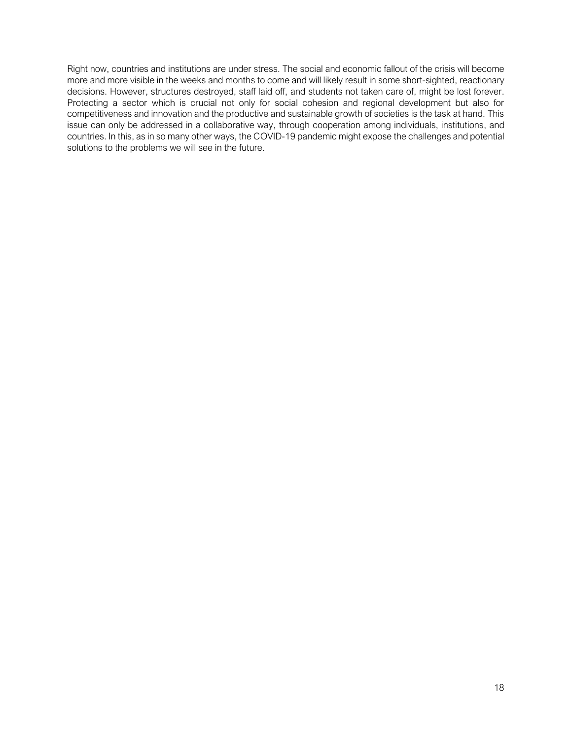Right now, countries and institutions are under stress. The social and economic fallout of the crisis will become more and more visible in the weeks and months to come and will likely result in some short-sighted, reactionary decisions. However, structures destroyed, staff laid off, and students not taken care of, might be lost forever. Protecting a sector which is crucial not only for social cohesion and regional development but also for competitiveness and innovation and the productive and sustainable growth of societies is the task at hand. This issue can only be addressed in a collaborative way, through cooperation among individuals, institutions, and countries. In this, as in so many other ways, the COVID-19 pandemic might expose the challenges and potential solutions to the problems we will see in the future.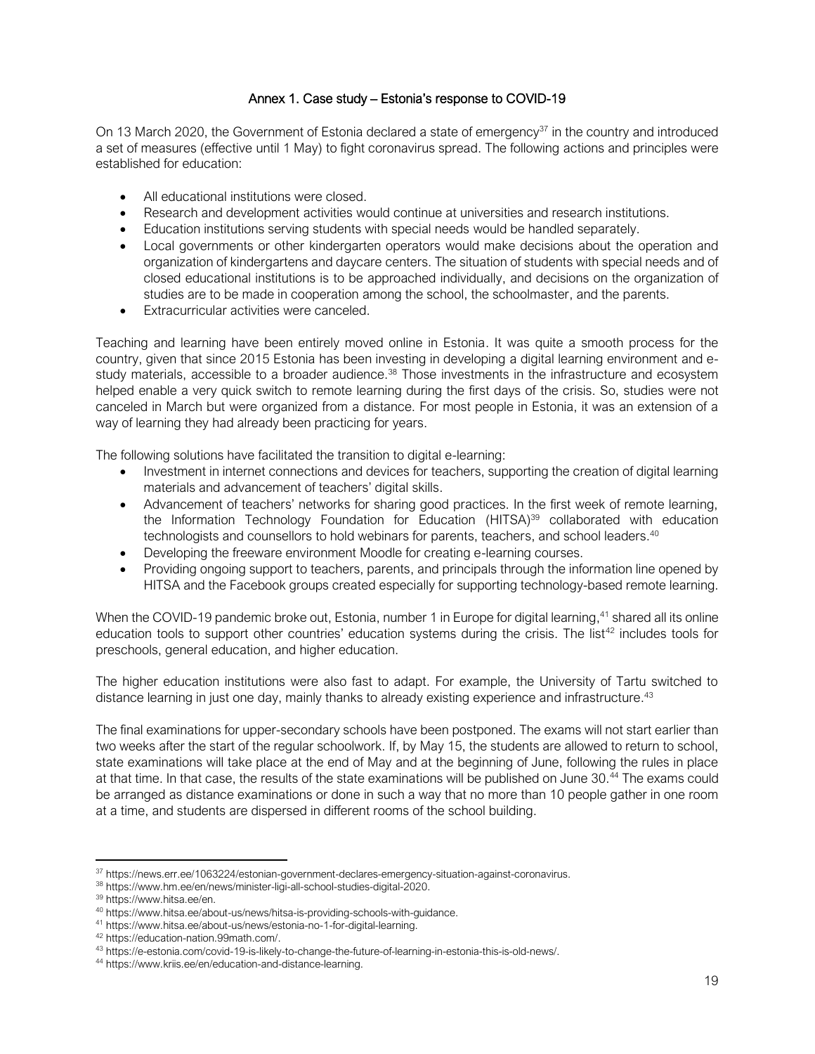## Annex 1. Case study – Estonia's response to COVID-19

On 13 March 2020, the Government of Estonia declared a state of emergency[37] in the country and introduced a set of measures (effective until 1 May) to fight coronavirus spread. The following actions and principles were established for education:

- All educational institutions were closed.
- Research and development activities would continue at universities and research institutions.
- Education institutions serving students with special needs would be handled separately.
- Local governments or other kindergarten operators would make decisions about the operation and organization of kindergartens and daycare centers. The situation of students with special needs and of closed educational institutions is to be approached individually, and decisions on the organization of studies are to be made in cooperation among the school, the schoolmaster, and the parents.
- Extracurricular activities were canceled.

Teaching and learning have been entirely moved online in Estonia. It was quite a smooth process for the country, given that since 2015 Estonia has been investing in developing a digital learning environment and e-study materials, accessible to a broader audience.[38] Those investments in the infrastructure and ecosystem helped enable a very quick switch to remote learning during the first days of the crisis. So, studies were not canceled in March but were organized from a distance. For most people in Estonia, it was an extension of a way of learning they had already been practicing for years.

The following solutions have facilitated the transition to digital e-learning:

- Investment in internet connections and devices for teachers, supporting the creation of digital learning materials and advancement of teachers' digital skills.
- Advancement of teachers' networks for sharing good practices. In the first week of remote learning, the Information Technology Foundation for Education (HITSA)[39] collaborated with education technologists and counsellors to hold webinars for parents, teachers, and school leaders.[40]
- Developing the freeware environment Moodle for creating e-learning courses.
- Providing ongoing support to teachers, parents, and principals through the information line opened by HITSA and the Facebook groups created especially for supporting technology-based remote learning.

When the COVID-19 pandemic broke out, Estonia, number 1 in Europe for digital learning,[41] shared all its online education tools to support other countries' education systems during the crisis. The list[42] includes tools for preschools, general education, and higher education.

The higher education institutions were also fast to adapt. For example, the University of Tartu switched to distance learning in just one day, mainly thanks to already existing experience and infrastructure.[43]

The final examinations for upper-secondary schools have been postponed. The exams will not start earlier than two weeks after the start of the regular schoolwork. If, by May 15, the students are allowed to return to school, state examinations will take place at the end of May and at the beginning of June, following the rules in place at that time. In that case, the results of the state examinations will be published on June 30.[44] The exams could be arranged as distance examinations or done in such a way that no more than 10 people gather in one room at a time, and students are dispersed in different rooms of the school building.

---

[37] https://news.err.ee/1063224/estonian-government-declares-emergency-situation-against-coronavirus.
[38] https://www.hm.ee/en/news/minister-ligi-all-school-studies-digital-2020.
[39] https://www.hitsa.ee/en.
[40] https://www.hitsa.ee/about-us/news/hitsa-is-providing-schools-with-guidance.
[41] https://www.hitsa.ee/about-us/news/estonia-no-1-for-digital-learning.
[42] https://education-nation.99math.com/.
[43] https://e-estonia.com/covid-19-is-likely-to-change-the-future-of-learning-in-estonia-this-is-old-news/.
[44] https://www.kriis.ee/en/education-and-distance-learning.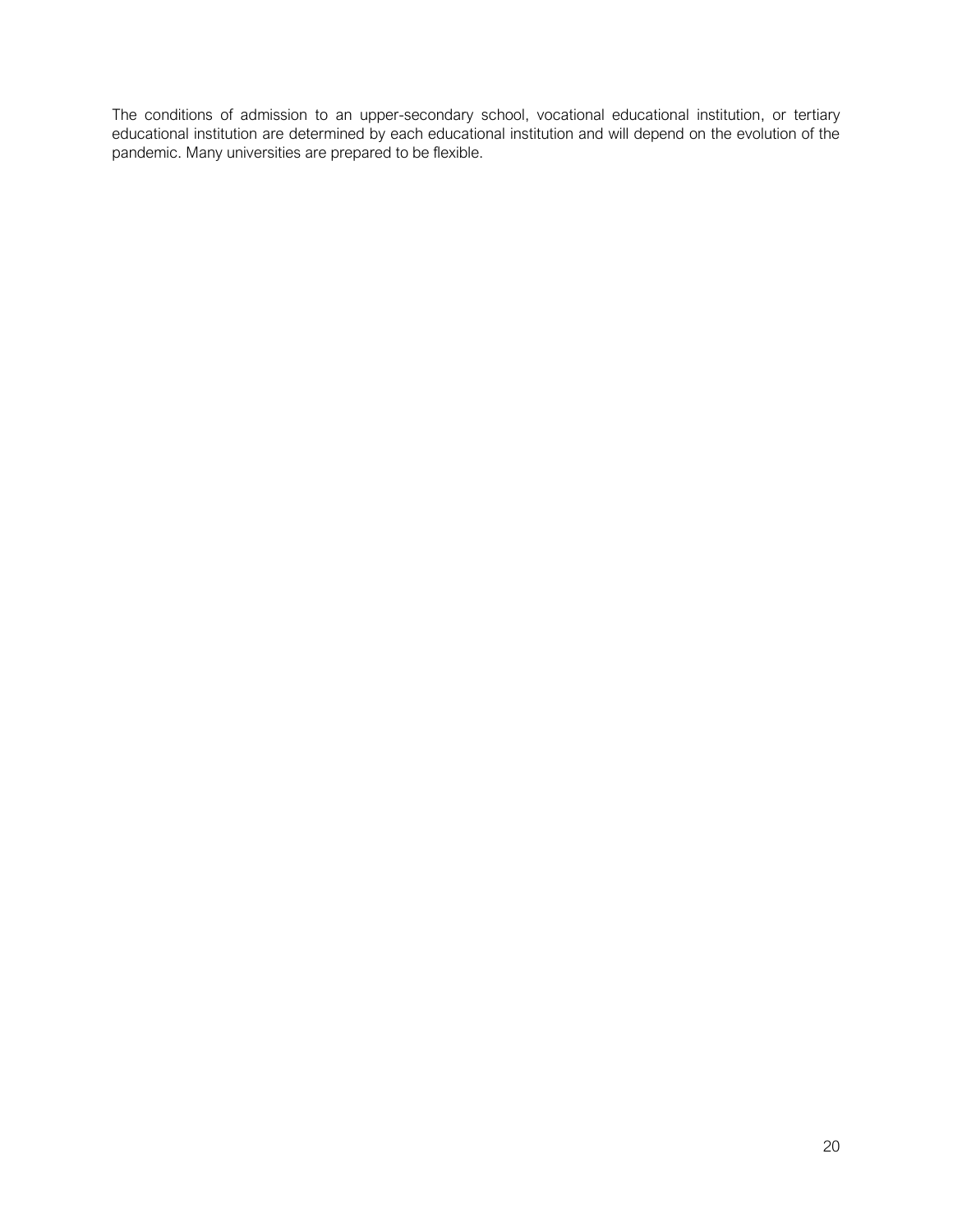The conditions of admission to an upper-secondary school, vocational educational institution, or tertiary educational institution are determined by each educational institution and will depend on the evolution of the pandemic. Many universities are prepared to be flexible.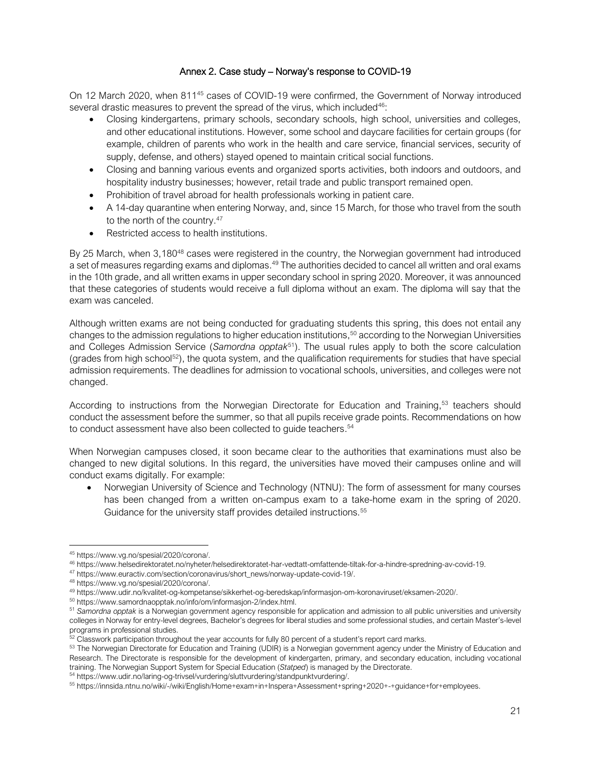## Annex 2. Case study – Norway's response to COVID-19

On 12 March 2020, when 811[45] cases of COVID-19 were confirmed, the Government of Norway introduced several drastic measures to prevent the spread of the virus, which included[46]:

- Closing kindergartens, primary schools, secondary schools, high school, universities and colleges, and other educational institutions. However, some school and daycare facilities for certain groups (for example, children of parents who work in the health and care service, financial services, security of supply, defense, and others) stayed opened to maintain critical social functions.
- Closing and banning various events and organized sports activities, both indoors and outdoors, and hospitality industry businesses; however, retail trade and public transport remained open.
- Prohibition of travel abroad for health professionals working in patient care.
- A 14-day quarantine when entering Norway, and, since 15 March, for those who travel from the south to the north of the country.[47]
- Restricted access to health institutions.

By 25 March, when 3,180[48] cases were registered in the country, the Norwegian government had introduced a set of measures regarding exams and diplomas.[49] The authorities decided to cancel all written and oral exams in the 10th grade, and all written exams in upper secondary school in spring 2020. Moreover, it was announced that these categories of students would receive a full diploma without an exam. The diploma will say that the exam was canceled.

Although written exams are not being conducted for graduating students this spring, this does not entail any changes to the admission regulations to higher education institutions,[50] according to the Norwegian Universities and Colleges Admission Service (*Samordna opptak*[51]). The usual rules apply to both the score calculation (grades from high school[52]), the quota system, and the qualification requirements for studies that have special admission requirements. The deadlines for admission to vocational schools, universities, and colleges were not changed.

According to instructions from the Norwegian Directorate for Education and Training,[53] teachers should conduct the assessment before the summer, so that all pupils receive grade points. Recommendations on how to conduct assessment have also been collected to guide teachers.[54]

When Norwegian campuses closed, it soon became clear to the authorities that examinations must also be changed to new digital solutions. In this regard, the universities have moved their campuses online and will conduct exams digitally. For example:

- Norwegian University of Science and Technology (NTNU): The form of assessment for many courses has been changed from a written on-campus exam to a take-home exam in the spring of 2020. Guidance for the university staff provides detailed instructions.[55]

---

[45] https://www.vg.no/spesial/2020/corona/.

[46] https://www.helsedirektoratet.no/nyheter/helsedirektoratet-har-vedtatt-omfattende-tiltak-for-a-hindre-spredning-av-covid-19.

[47] https://www.euractiv.com/section/coronavirus/short_news/norway-update-covid-19/.

[48] https://www.vg.no/spesial/2020/corona/.

[49] https://www.udir.no/kvalitet-og-kompetanse/sikkerhet-og-beredskap/informasjon-om-koronaviruset/eksamen-2020/.

[50] https://www.samordnaopptak.no/info/om/informasjon-2/index.html.

[51] *Samordna opptak* is a Norwegian government agency responsible for application and admission to all public universities and university colleges in Norway for entry-level degrees, Bachelor's degrees for liberal studies and some professional studies, and certain Master's-level programs in professional studies.

[52] Classwork participation throughout the year accounts for fully 80 percent of a student's report card marks.

[53] The Norwegian Directorate for Education and Training (UDIR) is a Norwegian government agency under the Ministry of Education and Research. The Directorate is responsible for the development of kindergarten, primary, and secondary education, including vocational training. The Norwegian Support System for Special Education (*Statped*) is managed by the Directorate.

[54] https://www.udir.no/laring-og-trivsel/vurdering/sluttvurdering/standpunktvurdering/.

[55] https://innsida.ntnu.no/wiki/-/wiki/English/Home+exam+in+Inspera+Assessment+spring+2020+-+guidance+for+employees.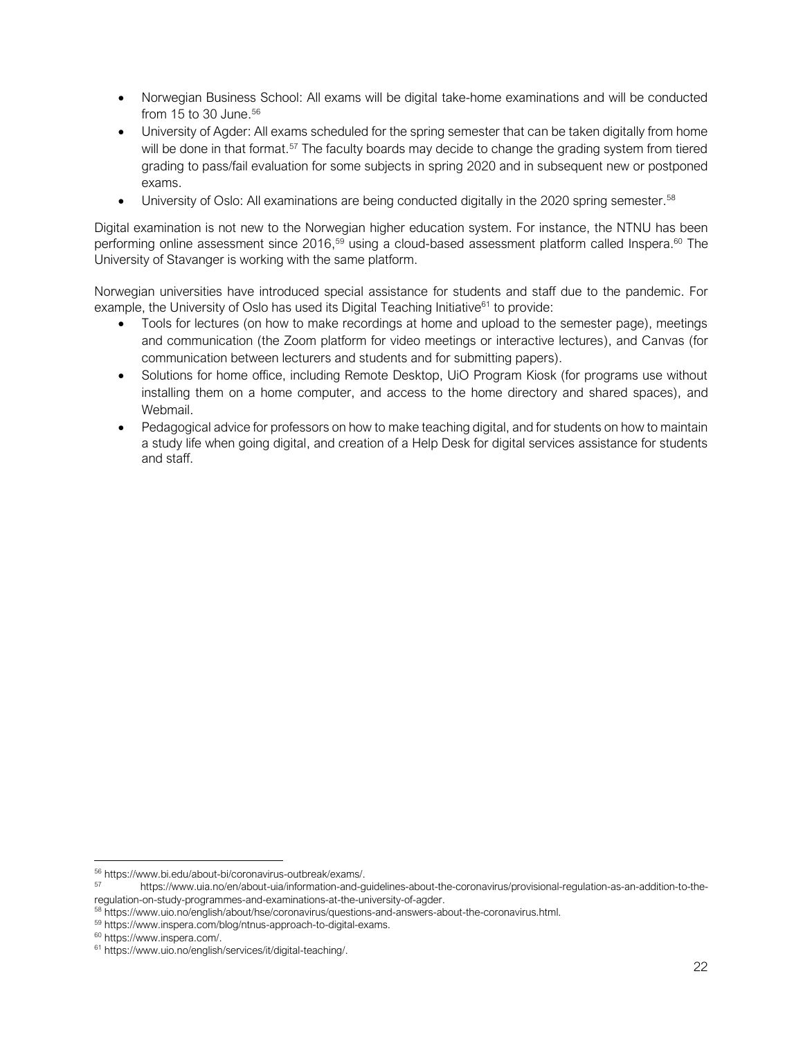- Norwegian Business School: All exams will be digital take-home examinations and will be conducted from 15 to 30 June.[56]
- University of Agder: All exams scheduled for the spring semester that can be taken digitally from home will be done in that format.[57] The faculty boards may decide to change the grading system from tiered grading to pass/fail evaluation for some subjects in spring 2020 and in subsequent new or postponed exams.
- University of Oslo: All examinations are being conducted digitally in the 2020 spring semester.[58]

Digital examination is not new to the Norwegian higher education system. For instance, the NTNU has been performing online assessment since 2016,[59] using a cloud-based assessment platform called Inspera.[60] The University of Stavanger is working with the same platform.

Norwegian universities have introduced special assistance for students and staff due to the pandemic. For example, the University of Oslo has used its Digital Teaching Initiative[61] to provide:

- Tools for lectures (on how to make recordings at home and upload to the semester page), meetings and communication (the Zoom platform for video meetings or interactive lectures), and Canvas (for communication between lecturers and students and for submitting papers).
- Solutions for home office, including Remote Desktop, UiO Program Kiosk (for programs use without installing them on a home computer, and access to the home directory and shared spaces), and Webmail.
- Pedagogical advice for professors on how to make teaching digital, and for students on how to maintain a study life when going digital, and creation of a Help Desk for digital services assistance for students and staff.

---

[56] https://www.bi.edu/about-bi/coronavirus-outbreak/exams/.

[57] https://www.uia.no/en/about-uia/information-and-guidelines-about-the-coronavirus/provisional-regulation-as-an-addition-to-the-regulation-on-study-programmes-and-examinations-at-the-university-of-agder.

[58] https://www.uio.no/english/about/hse/coronavirus/questions-and-answers-about-the-coronavirus.html.

[59] https://www.inspera.com/blog/ntnus-approach-to-digital-exams.

[60] https://www.inspera.com/.

[61] https://www.uio.no/english/services/it/digital-teaching/.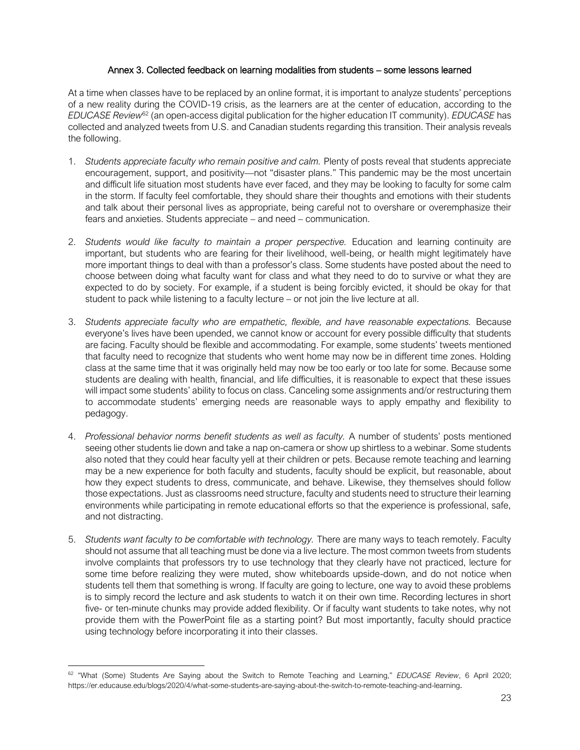## Annex 3. Collected feedback on learning modalities from students – some lessons learned

At a time when classes have to be replaced by an online format, it is important to analyze students' perceptions of a new reality during the COVID-19 crisis, as the learners are at the center of education, according to the *EDUCASE Review*[62] (an open-access digital publication for the higher education IT community). *EDUCASE* has collected and analyzed tweets from U.S. and Canadian students regarding this transition. Their analysis reveals the following.

1. *Students appreciate faculty who remain positive and calm.* Plenty of posts reveal that students appreciate encouragement, support, and positivity—not "disaster plans." This pandemic may be the most uncertain and difficult life situation most students have ever faced, and they may be looking to faculty for some calm in the storm. If faculty feel comfortable, they should share their thoughts and emotions with their students and talk about their personal lives as appropriate, being careful not to overshare or overemphasize their fears and anxieties. Students appreciate – and need – communication.

2. *Students would like faculty to maintain a proper perspective.* Education and learning continuity are important, but students who are fearing for their livelihood, well-being, or health might legitimately have more important things to deal with than a professor's class. Some students have posted about the need to choose between doing what faculty want for class and what they need to do to survive or what they are expected to do by society. For example, if a student is being forcibly evicted, it should be okay for that student to pack while listening to a faculty lecture – or not join the live lecture at all.

3. *Students appreciate faculty who are empathetic, flexible, and have reasonable expectations.* Because everyone's lives have been upended, we cannot know or account for every possible difficulty that students are facing. Faculty should be flexible and accommodating. For example, some students' tweets mentioned that faculty need to recognize that students who went home may now be in different time zones. Holding class at the same time that it was originally held may now be too early or too late for some. Because some students are dealing with health, financial, and life difficulties, it is reasonable to expect that these issues will impact some students' ability to focus on class. Canceling some assignments and/or restructuring them to accommodate students' emerging needs are reasonable ways to apply empathy and flexibility to pedagogy.

4. *Professional behavior norms benefit students as well as faculty.* A number of students' posts mentioned seeing other students lie down and take a nap on-camera or show up shirtless to a webinar. Some students also noted that they could hear faculty yell at their children or pets. Because remote teaching and learning may be a new experience for both faculty and students, faculty should be explicit, but reasonable, about how they expect students to dress, communicate, and behave. Likewise, they themselves should follow those expectations. Just as classrooms need structure, faculty and students need to structure their learning environments while participating in remote educational efforts so that the experience is professional, safe, and not distracting.

5. *Students want faculty to be comfortable with technology.* There are many ways to teach remotely. Faculty should not assume that all teaching must be done via a live lecture. The most common tweets from students involve complaints that professors try to use technology that they clearly have not practiced, lecture for some time before realizing they were muted, show whiteboards upside-down, and do not notice when students tell them that something is wrong. If faculty are going to lecture, one way to avoid these problems is to simply record the lecture and ask students to watch it on their own time. Recording lectures in short five- or ten-minute chunks may provide added flexibility. Or if faculty want students to take notes, why not provide them with the PowerPoint file as a starting point? But most importantly, faculty should practice using technology before incorporating it into their classes.

---

[62] "What (Some) Students Are Saying about the Switch to Remote Teaching and Learning," *EDUCASE Review*, 6 April 2020; https://er.educause.edu/blogs/2020/4/what-some-students-are-saying-about-the-switch-to-remote-teaching-and-learning.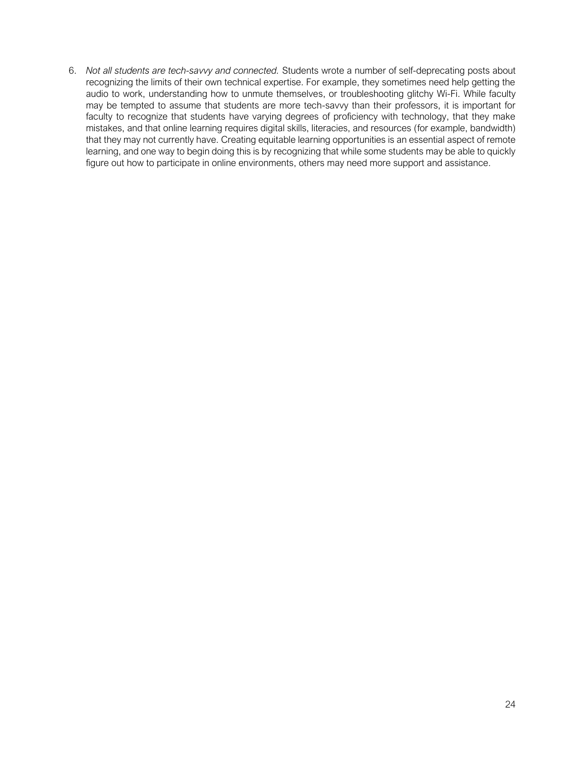6. *Not all students are tech-savvy and connected.* Students wrote a number of self-deprecating posts about recognizing the limits of their own technical expertise. For example, they sometimes need help getting the audio to work, understanding how to unmute themselves, or troubleshooting glitchy Wi-Fi. While faculty may be tempted to assume that students are more tech-savvy than their professors, it is important for faculty to recognize that students have varying degrees of proficiency with technology, that they make mistakes, and that online learning requires digital skills, literacies, and resources (for example, bandwidth) that they may not currently have. Creating equitable learning opportunities is an essential aspect of remote learning, and one way to begin doing this is by recognizing that while some students may be able to quickly figure out how to participate in online environments, others may need more support and assistance.